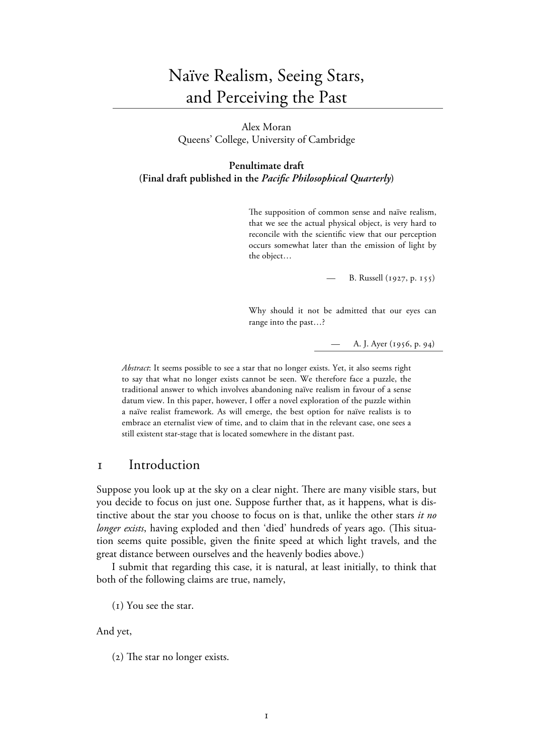# Naïve Realism, Seeing Stars, and Perceiving the Past

Alex Moran
Queens' College, University of Cambridge

**Penultimate draft**
**(Final draft published in the *Pacific Philosophical Quarterly*)**

> The supposition of common sense and naïve realism, that we see the actual physical object, is very hard to reconcile with the scientific view that our perception occurs somewhat later than the emission of light by the object…
>
> — B. Russell (1927, p. 155)

> Why should it not be admitted that our eyes can range into the past…?
>
> — A. J. Ayer (1956, p. 94)

*Abstract*: It seems possible to see a star that no longer exists. Yet, it also seems right to say that what no longer exists cannot be seen. We therefore face a puzzle, the traditional answer to which involves abandoning naïve realism in favour of a sense datum view. In this paper, however, I offer a novel exploration of the puzzle within a naïve realist framework. As will emerge, the best option for naïve realists is to embrace an eternalist view of time, and to claim that in the relevant case, one sees a still existent star-stage that is located somewhere in the distant past.

## 1 Introduction

Suppose you look up at the sky on a clear night. There are many visible stars, but you decide to focus on just one. Suppose further that, as it happens, what is distinctive about the star you choose to focus on is that, unlike the other stars *it no longer exists*, having exploded and then 'died' hundreds of years ago. (This situation seems quite possible, given the finite speed at which light travels, and the great distance between ourselves and the heavenly bodies above.)

I submit that regarding this case, it is natural, at least initially, to think that both of the following claims are true, namely,

(1) You see the star.

And yet,

(2) The star no longer exists.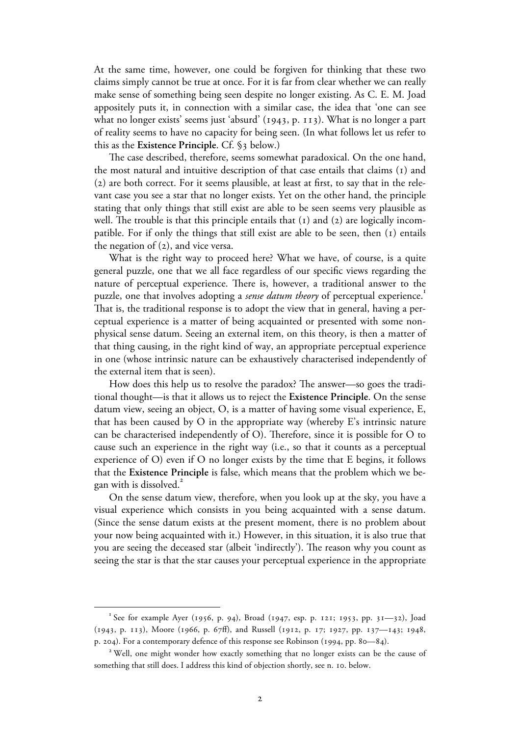At the same time, however, one could be forgiven for thinking that these two claims simply cannot be true at once. For it is far from clear whether we can really make sense of something being seen despite no longer existing. As C. E. M. Joad appositely puts it, in connection with a similar case, the idea that 'one can see what no longer exists' seems just 'absurd' (1943, p. 113). What is no longer a part of reality seems to have no capacity for being seen. (In what follows let us refer to this as the **Existence Principle**. Cf. §3 below.)

The case described, therefore, seems somewhat paradoxical. On the one hand, the most natural and intuitive description of that case entails that claims (1) and (2) are both correct. For it seems plausible, at least at first, to say that in the relevant case you see a star that no longer exists. Yet on the other hand, the principle stating that only things that still exist are able to be seen seems very plausible as well. The trouble is that this principle entails that (1) and (2) are logically incompatible. For if only the things that still exist are able to be seen, then (1) entails the negation of (2), and vice versa.

What is the right way to proceed here? What we have, of course, is a quite general puzzle, one that we all face regardless of our specific views regarding the nature of perceptual experience. There is, however, a traditional answer to the puzzle, one that involves adopting a *sense datum theory* of perceptual experience.[1] That is, the traditional response is to adopt the view that in general, having a perceptual experience is a matter of being acquainted or presented with some nonphysical sense datum. Seeing an external item, on this theory, is then a matter of that thing causing, in the right kind of way, an appropriate perceptual experience in one (whose intrinsic nature can be exhaustively characterised independently of the external item that is seen).

How does this help us to resolve the paradox? The answer—so goes the traditional thought—is that it allows us to reject the **Existence Principle**. On the sense datum view, seeing an object, O, is a matter of having some visual experience, E, that has been caused by O in the appropriate way (whereby E's intrinsic nature can be characterised independently of O). Therefore, since it is possible for O to cause such an experience in the right way (i.e., so that it counts as a perceptual experience of O) even if O no longer exists by the time that E begins, it follows that the **Existence Principle** is false, which means that the problem which we began with is dissolved.[2]

On the sense datum view, therefore, when you look up at the sky, you have a visual experience which consists in you being acquainted with a sense datum. (Since the sense datum exists at the present moment, there is no problem about your now being acquainted with it.) However, in this situation, it is also true that you are seeing the deceased star (albeit 'indirectly'). The reason why you count as seeing the star is that the star causes your perceptual experience in the appropriate

---

[1] See for example Ayer (1956, p. 94), Broad (1947, esp. p. 121; 1953, pp. 31—32), Joad (1943, p. 113), Moore (1966, p. 67ff), and Russell (1912, p. 17; 1927, pp. 137—143; 1948, p. 204). For a contemporary defence of this response see Robinson (1994, pp. 80—84).

[2] Well, one might wonder how exactly something that no longer exists can be the cause of something that still does. I address this kind of objection shortly, see n. 10. below.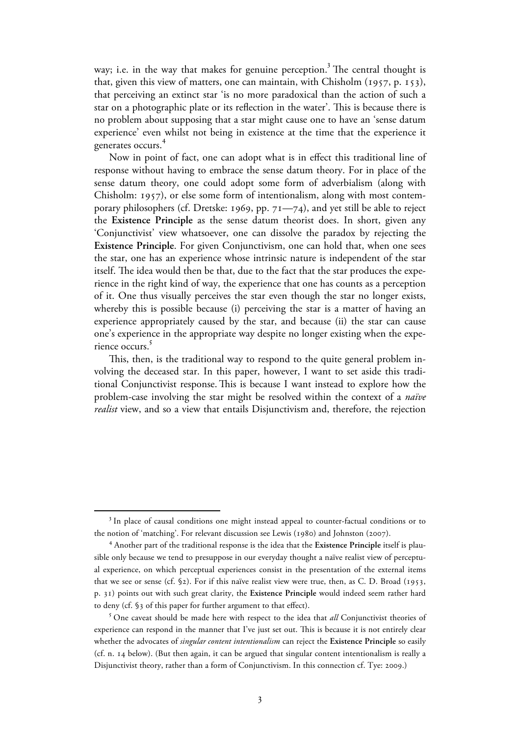way; i.e. in the way that makes for genuine perception.[3] The central thought is that, given this view of matters, one can maintain, with Chisholm (1957, p. 153), that perceiving an extinct star 'is no more paradoxical than the action of such a star on a photographic plate or its reflection in the water'. This is because there is no problem about supposing that a star might cause one to have an 'sense datum experience' even whilst not being in existence at the time that the experience it generates occurs.[4]

Now in point of fact, one can adopt what is in effect this traditional line of response without having to embrace the sense datum theory. For in place of the sense datum theory, one could adopt some form of adverbialism (along with Chisholm: 1957), or else some form of intentionalism, along with most contemporary philosophers (cf. Dretske: 1969, pp. 71—74), and yet still be able to reject the **Existence Principle** as the sense datum theorist does. In short, given any 'Conjunctivist' view whatsoever, one can dissolve the paradox by rejecting the **Existence Principle**. For given Conjunctivism, one can hold that, when one sees the star, one has an experience whose intrinsic nature is independent of the star itself. The idea would then be that, due to the fact that the star produces the experience in the right kind of way, the experience that one has counts as a perception of it. One thus visually perceives the star even though the star no longer exists, whereby this is possible because (i) perceiving the star is a matter of having an experience appropriately caused by the star, and because (ii) the star can cause one's experience in the appropriate way despite no longer existing when the experience occurs.[5]

This, then, is the traditional way to respond to the quite general problem involving the deceased star. In this paper, however, I want to set aside this traditional Conjunctivist response. This is because I want instead to explore how the problem-case involving the star might be resolved within the context of a *naïve realist* view, and so a view that entails Disjunctivism and, therefore, the rejection

---

[3] In place of causal conditions one might instead appeal to counter-factual conditions or to the notion of 'matching'. For relevant discussion see Lewis (1980) and Johnston (2007).

[4] Another part of the traditional response is the idea that the **Existence Principle** itself is plausible only because we tend to presuppose in our everyday thought a naïve realist view of perceptual experience, on which perceptual experiences consist in the presentation of the external items that we see or sense (cf. §2). For if this naïve realist view were true, then, as C. D. Broad (1953, p. 31) points out with such great clarity, the **Existence Principle** would indeed seem rather hard to deny (cf. §3 of this paper for further argument to that effect).

[5] One caveat should be made here with respect to the idea that *all* Conjunctivist theories of experience can respond in the manner that I've just set out. This is because it is not entirely clear whether the advocates of *singular content intentionalism* can reject the **Existence Principle** so easily (cf. n. 14 below). (But then again, it can be argued that singular content intentionalism is really a Disjunctivist theory, rather than a form of Conjunctivism. In this connection cf. Tye: 2009.)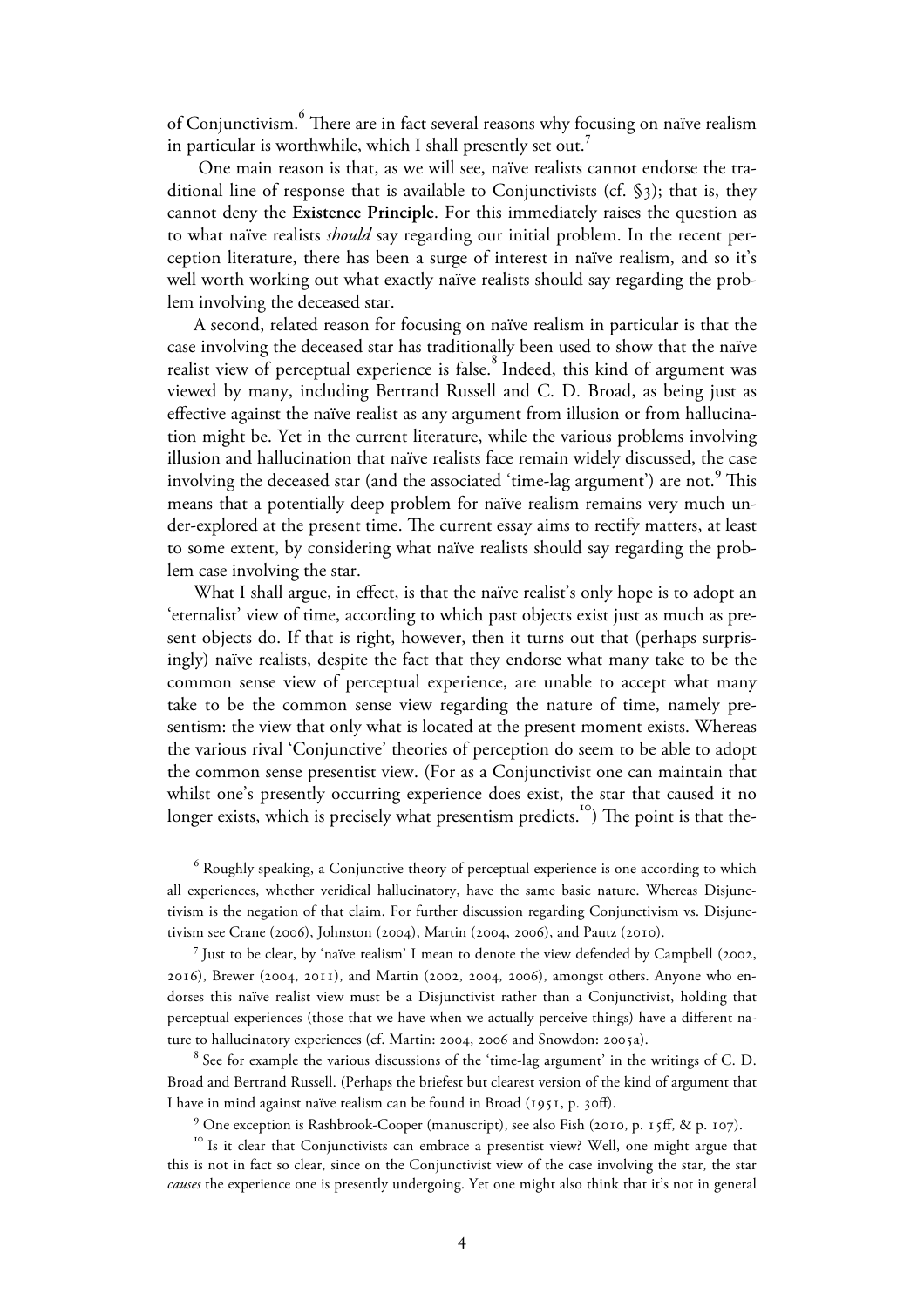of Conjunctivism.[6] There are in fact several reasons why focusing on naïve realism in particular is worthwhile, which I shall presently set out.[7]

One main reason is that, as we will see, naïve realists cannot endorse the traditional line of response that is available to Conjunctivists (cf. §3); that is, they cannot deny the **Existence Principle**. For this immediately raises the question as to what naïve realists *should* say regarding our initial problem. In the recent perception literature, there has been a surge of interest in naïve realism, and so it's well worth working out what exactly naïve realists should say regarding the problem involving the deceased star.

A second, related reason for focusing on naïve realism in particular is that the case involving the deceased star has traditionally been used to show that the naïve realist view of perceptual experience is false.[8] Indeed, this kind of argument was viewed by many, including Bertrand Russell and C. D. Broad, as being just as effective against the naïve realist as any argument from illusion or from hallucination might be. Yet in the current literature, while the various problems involving illusion and hallucination that naïve realists face remain widely discussed, the case involving the deceased star (and the associated 'time-lag argument') are not.[9] This means that a potentially deep problem for naïve realism remains very much under-explored at the present time. The current essay aims to rectify matters, at least to some extent, by considering what naïve realists should say regarding the problem case involving the star.

What I shall argue, in effect, is that the naïve realist's only hope is to adopt an 'eternalist' view of time, according to which past objects exist just as much as present objects do. If that is right, however, then it turns out that (perhaps surprisingly) naïve realists, despite the fact that they endorse what many take to be the common sense view of perceptual experience, are unable to accept what many take to be the common sense view regarding the nature of time, namely presentism: the view that only what is located at the present moment exists. Whereas the various rival 'Conjunctive' theories of perception do seem to be able to adopt the common sense presentist view. (For as a Conjunctivist one can maintain that whilst one's presently occurring experience does exist, the star that caused it no longer exists, which is precisely what presentism predicts.[10]) The point is that the-

---

[6] Roughly speaking, a Conjunctive theory of perceptual experience is one according to which all experiences, whether veridical hallucinatory, have the same basic nature. Whereas Disjunctivism is the negation of that claim. For further discussion regarding Conjunctivism vs. Disjunctivism see Crane (2006), Johnston (2004), Martin (2004, 2006), and Pautz (2010).

[7] Just to be clear, by 'naïve realism' I mean to denote the view defended by Campbell (2002, 2016), Brewer (2004, 2011), and Martin (2002, 2004, 2006), amongst others. Anyone who endorses this naïve realist view must be a Disjunctivist rather than a Conjunctivist, holding that perceptual experiences (those that we have when we actually perceive things) have a different nature to hallucinatory experiences (cf. Martin: 2004, 2006 and Snowdon: 2005a).

[8] See for example the various discussions of the 'time-lag argument' in the writings of C. D. Broad and Bertrand Russell. (Perhaps the briefest but clearest version of the kind of argument that I have in mind against naïve realism can be found in Broad (1951, p. 30ff).

[9] One exception is Rashbrook-Cooper (manuscript), see also Fish (2010, p. 15ff, & p. 107).

[10] Is it clear that Conjunctivists can embrace a presentist view? Well, one might argue that this is not in fact so clear, since on the Conjunctivist view of the case involving the star, the star *causes* the experience one is presently undergoing. Yet one might also think that it's not in general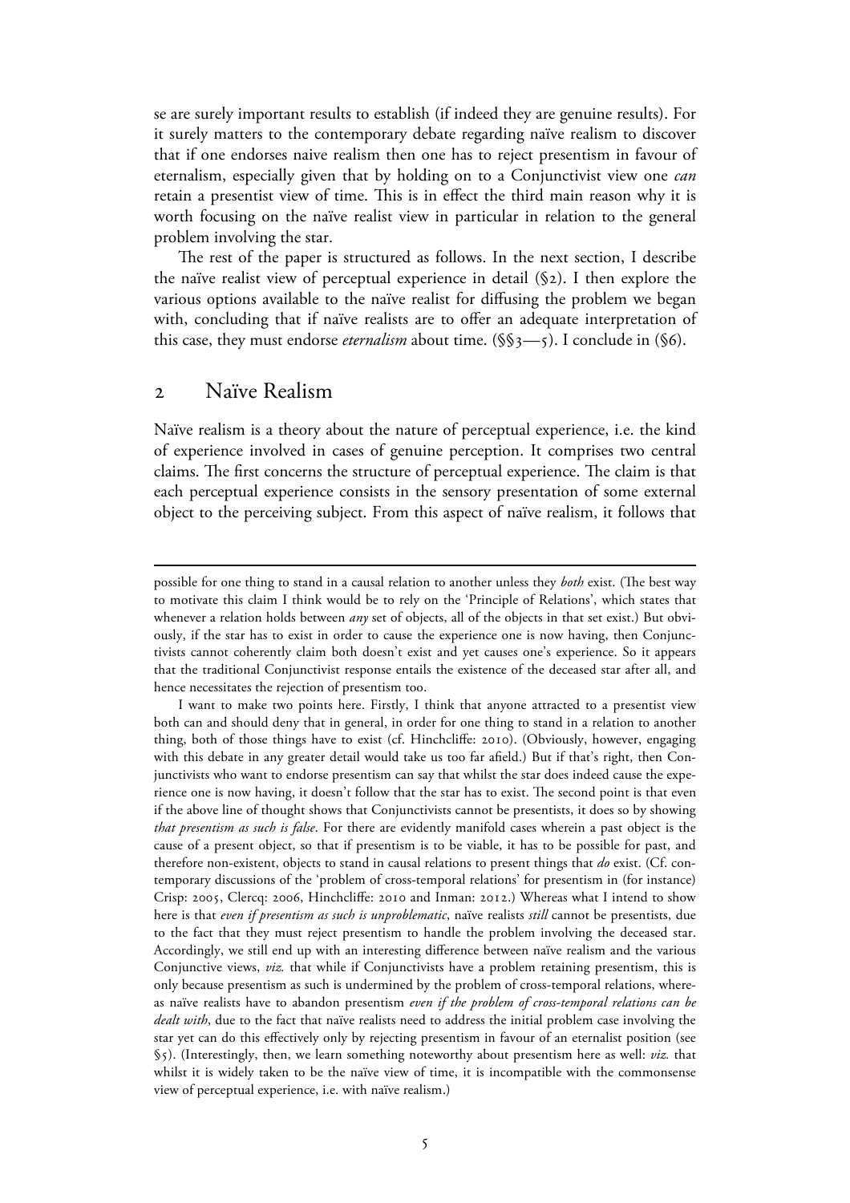se are surely important results to establish (if indeed they are genuine results). For it surely matters to the contemporary debate regarding naïve realism to discover that if one endorses naive realism then one has to reject presentism in favour of eternalism, especially given that by holding on to a Conjunctivist view one *can* retain a presentist view of time. This is in effect the third main reason why it is worth focusing on the naïve realist view in particular in relation to the general problem involving the star.

The rest of the paper is structured as follows. In the next section, I describe the naïve realist view of perceptual experience in detail (§2). I then explore the various options available to the naïve realist for diffusing the problem we began with, concluding that if naïve realists are to offer an adequate interpretation of this case, they must endorse *eternalism* about time. (§§3—5). I conclude in (§6).

## 2 Naïve Realism

Naïve realism is a theory about the nature of perceptual experience, i.e. the kind of experience involved in cases of genuine perception. It comprises two central claims. The first concerns the structure of perceptual experience. The claim is that each perceptual experience consists in the sensory presentation of some external object to the perceiving subject. From this aspect of naïve realism, it follows that

possible for one thing to stand in a causal relation to another unless they *both* exist. (The best way to motivate this claim I think would be to rely on the 'Principle of Relations', which states that whenever a relation holds between *any* set of objects, all of the objects in that set exist.) But obviously, if the star has to exist in order to cause the experience one is now having, then Conjunctivists cannot coherently claim both doesn't exist and yet causes one's experience. So it appears that the traditional Conjunctivist response entails the existence of the deceased star after all, and hence necessitates the rejection of presentism too.

I want to make two points here. Firstly, I think that anyone attracted to a presentist view both can and should deny that in general, in order for one thing to stand in a relation to another thing, both of those things have to exist (cf. Hinchcliffe: 2010). (Obviously, however, engaging with this debate in any greater detail would take us too far afield.) But if that's right, then Conjunctivists who want to endorse presentism can say that whilst the star does indeed cause the experience one is now having, it doesn't follow that the star has to exist. The second point is that even if the above line of thought shows that Conjunctivists cannot be presentists, it does so by showing *that presentism as such is false*. For there are evidently manifold cases wherein a past object is the cause of a present object, so that if presentism is to be viable, it has to be possible for past, and therefore non-existent, objects to stand in causal relations to present things that *do* exist. (Cf. contemporary discussions of the 'problem of cross-temporal relations' for presentism in (for instance) Crisp: 2005, Clercq: 2006, Hinchcliffe: 2010 and Inman: 2012.) Whereas what I intend to show here is that *even if presentism as such is unproblematic*, naïve realists *still* cannot be presentists, due to the fact that they must reject presentism to handle the problem involving the deceased star. Accordingly, we still end up with an interesting difference between naïve realism and the various Conjunctive views, *viz.* that while if Conjunctivists have a problem retaining presentism, this is only because presentism as such is undermined by the problem of cross-temporal relations, whereas naïve realists have to abandon presentism *even if the problem of cross-temporal relations can be dealt with*, due to the fact that naïve realists need to address the initial problem case involving the star yet can do this effectively only by rejecting presentism in favour of an eternalist position (see §5). (Interestingly, then, we learn something noteworthy about presentism here as well: *viz.* that whilst it is widely taken to be the naïve view of time, it is incompatible with the commonsense view of perceptual experience, i.e. with naïve realism.)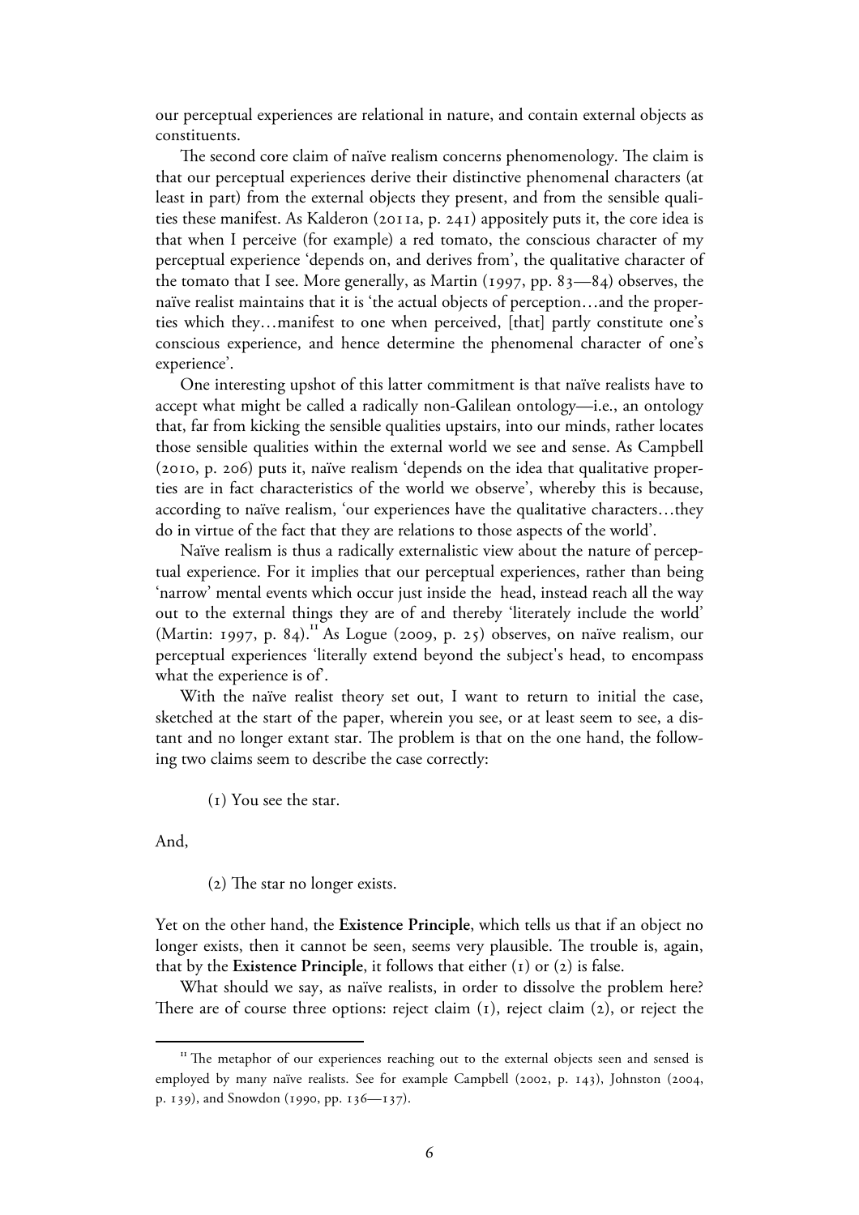our perceptual experiences are relational in nature, and contain external objects as constituents.

The second core claim of naïve realism concerns phenomenology. The claim is that our perceptual experiences derive their distinctive phenomenal characters (at least in part) from the external objects they present, and from the sensible qualities these manifest. As Kalderon (2011a, p. 241) appositely puts it, the core idea is that when I perceive (for example) a red tomato, the conscious character of my perceptual experience 'depends on, and derives from', the qualitative character of the tomato that I see. More generally, as Martin (1997, pp. 83—84) observes, the naïve realist maintains that it is 'the actual objects of perception…and the properties which they…manifest to one when perceived, [that] partly constitute one's conscious experience, and hence determine the phenomenal character of one's experience'.

One interesting upshot of this latter commitment is that naïve realists have to accept what might be called a radically non-Galilean ontology—i.e., an ontology that, far from kicking the sensible qualities upstairs, into our minds, rather locates those sensible qualities within the external world we see and sense. As Campbell (2010, p. 206) puts it, naïve realism 'depends on the idea that qualitative properties are in fact characteristics of the world we observe', whereby this is because, according to naïve realism, 'our experiences have the qualitative characters…they do in virtue of the fact that they are relations to those aspects of the world'.

Naïve realism is thus a radically externalistic view about the nature of perceptual experience. For it implies that our perceptual experiences, rather than being 'narrow' mental events which occur just inside the head, instead reach all the way out to the external things they are of and thereby 'literately include the world' (Martin: 1997, p. 84).[11] As Logue (2009, p. 25) observes, on naïve realism, our perceptual experiences 'literally extend beyond the subject's head, to encompass what the experience is of'.

With the naïve realist theory set out, I want to return to initial the case, sketched at the start of the paper, wherein you see, or at least seem to see, a distant and no longer extant star. The problem is that on the one hand, the following two claims seem to describe the case correctly:

(1) You see the star.

And,

(2) The star no longer exists.

Yet on the other hand, the **Existence Principle**, which tells us that if an object no longer exists, then it cannot be seen, seems very plausible. The trouble is, again, that by the **Existence Principle**, it follows that either (1) or (2) is false.

What should we say, as naïve realists, in order to dissolve the problem here? There are of course three options: reject claim (1), reject claim (2), or reject the

[11] The metaphor of our experiences reaching out to the external objects seen and sensed is employed by many naïve realists. See for example Campbell (2002, p. 143), Johnston (2004, p. 139), and Snowdon (1990, pp. 136—137).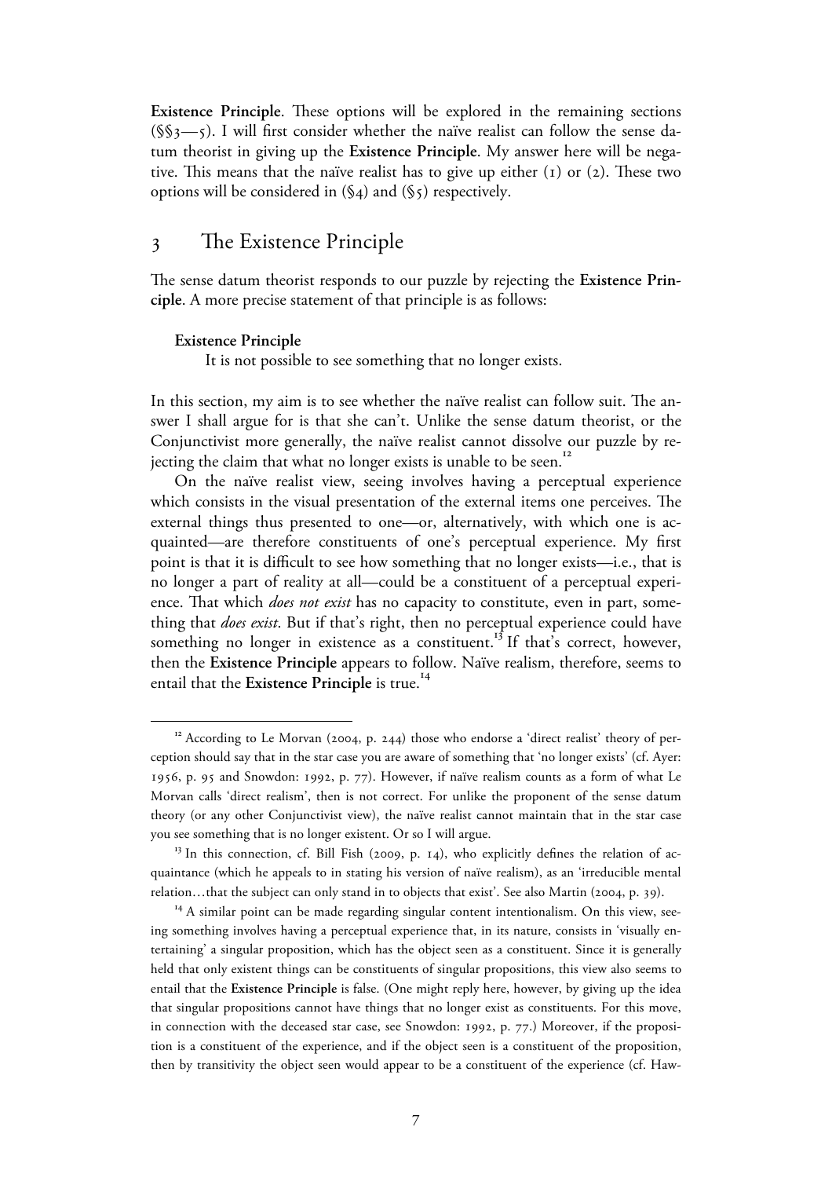**Existence Principle**. These options will be explored in the remaining sections (§§3—5). I will first consider whether the naïve realist can follow the sense datum theorist in giving up the **Existence Principle**. My answer here will be negative. This means that the naïve realist has to give up either (1) or (2). These two options will be considered in (§4) and (§5) respectively.

## 3 The Existence Principle

The sense datum theorist responds to our puzzle by rejecting the **Existence Principle**. A more precise statement of that principle is as follows:

**Existence Principle**

It is not possible to see something that no longer exists.

In this section, my aim is to see whether the naïve realist can follow suit. The answer I shall argue for is that she can't. Unlike the sense datum theorist, or the Conjunctivist more generally, the naïve realist cannot dissolve our puzzle by rejecting the claim that what no longer exists is unable to be seen.[12]

On the naïve realist view, seeing involves having a perceptual experience which consists in the visual presentation of the external items one perceives. The external things thus presented to one—or, alternatively, with which one is acquainted—are therefore constituents of one's perceptual experience. My first point is that it is difficult to see how something that no longer exists—i.e., that is no longer a part of reality at all—could be a constituent of a perceptual experience. That which *does not exist* has no capacity to constitute, even in part, something that *does exist*. But if that's right, then no perceptual experience could have something no longer in existence as a constituent.[13] If that's correct, however, then the **Existence Principle** appears to follow. Naïve realism, therefore, seems to entail that the **Existence Principle** is true.[14]

---

[12] According to Le Morvan (2004, p. 244) those who endorse a 'direct realist' theory of perception should say that in the star case you are aware of something that 'no longer exists' (cf. Ayer: 1956, p. 95 and Snowdon: 1992, p. 77). However, if naïve realism counts as a form of what Le Morvan calls 'direct realism', then is not correct. For unlike the proponent of the sense datum theory (or any other Conjunctivist view), the naïve realist cannot maintain that in the star case you see something that is no longer existent. Or so I will argue.

[13] In this connection, cf. Bill Fish (2009, p. 14), who explicitly defines the relation of acquaintance (which he appeals to in stating his version of naïve realism), as an 'irreducible mental relation…that the subject can only stand in to objects that exist'. See also Martin (2004, p. 39).

[14] A similar point can be made regarding singular content intentionalism. On this view, seeing something involves having a perceptual experience that, in its nature, consists in 'visually entertaining' a singular proposition, which has the object seen as a constituent. Since it is generally held that only existent things can be constituents of singular propositions, this view also seems to entail that the **Existence Principle** is false. (One might reply here, however, by giving up the idea that singular propositions cannot have things that no longer exist as constituents. For this move, in connection with the deceased star case, see Snowdon: 1992, p. 77.) Moreover, if the proposition is a constituent of the experience, and if the object seen is a constituent of the proposition, then by transitivity the object seen would appear to be a constituent of the experience (cf. Haw-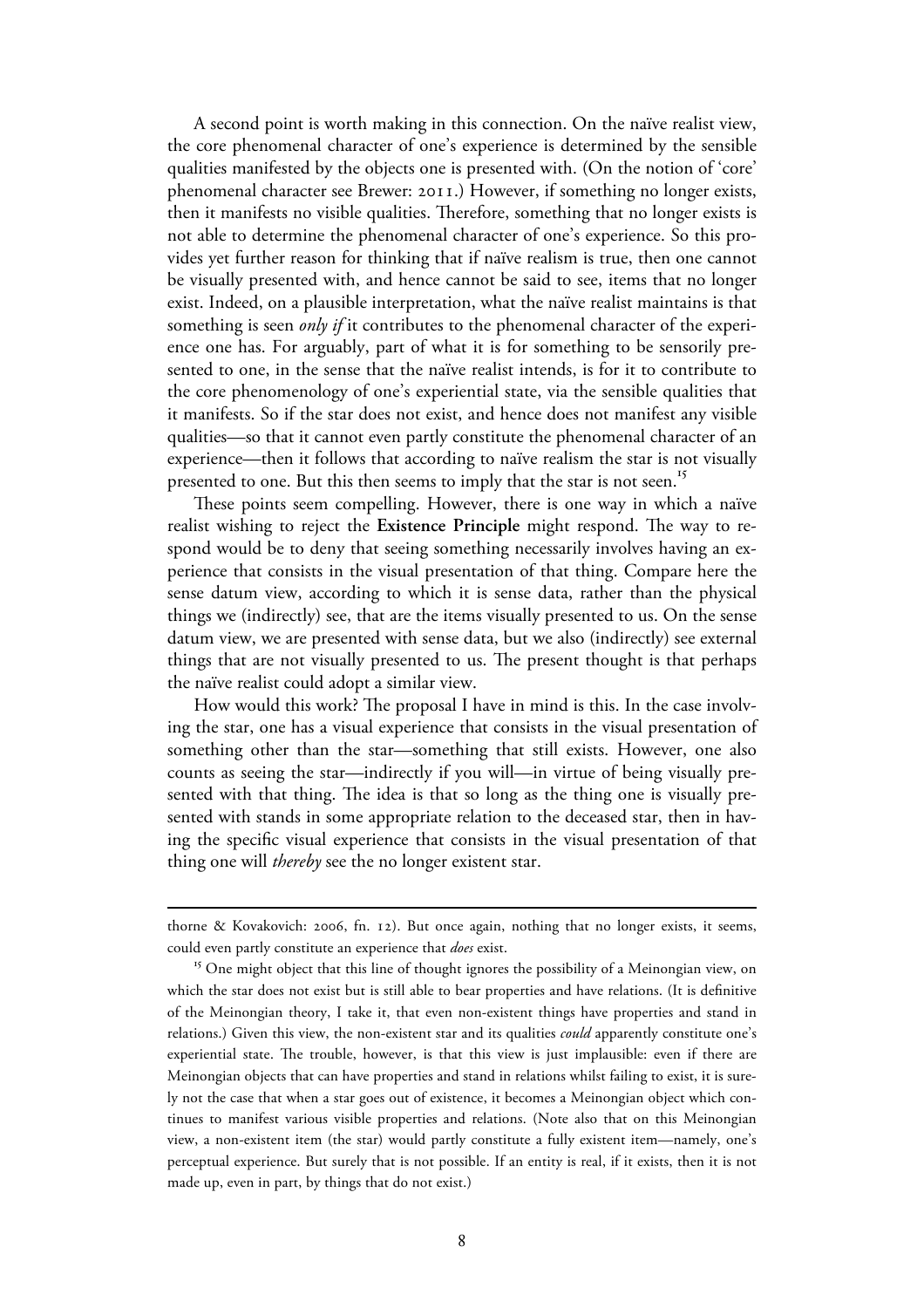A second point is worth making in this connection. On the naïve realist view, the core phenomenal character of one's experience is determined by the sensible qualities manifested by the objects one is presented with. (On the notion of 'core' phenomenal character see Brewer: 2011.) However, if something no longer exists, then it manifests no visible qualities. Therefore, something that no longer exists is not able to determine the phenomenal character of one's experience. So this provides yet further reason for thinking that if naïve realism is true, then one cannot be visually presented with, and hence cannot be said to see, items that no longer exist. Indeed, on a plausible interpretation, what the naïve realist maintains is that something is seen *only if* it contributes to the phenomenal character of the experience one has. For arguably, part of what it is for something to be sensorily presented to one, in the sense that the naïve realist intends, is for it to contribute to the core phenomenology of one's experiential state, via the sensible qualities that it manifests. So if the star does not exist, and hence does not manifest any visible qualities—so that it cannot even partly constitute the phenomenal character of an experience—then it follows that according to naïve realism the star is not visually presented to one. But this then seems to imply that the star is not seen.[15]

These points seem compelling. However, there is one way in which a naïve realist wishing to reject the **Existence Principle** might respond. The way to respond would be to deny that seeing something necessarily involves having an experience that consists in the visual presentation of that thing. Compare here the sense datum view, according to which it is sense data, rather than the physical things we (indirectly) see, that are the items visually presented to us. On the sense datum view, we are presented with sense data, but we also (indirectly) see external things that are not visually presented to us. The present thought is that perhaps the naïve realist could adopt a similar view.

How would this work? The proposal I have in mind is this. In the case involving the star, one has a visual experience that consists in the visual presentation of something other than the star—something that still exists. However, one also counts as seeing the star—indirectly if you will—in virtue of being visually presented with that thing. The idea is that so long as the thing one is visually presented with stands in some appropriate relation to the deceased star, then in having the specific visual experience that consists in the visual presentation of that thing one will *thereby* see the no longer existent star.

---

thorne & Kovakovich: 2006, fn. 12). But once again, nothing that no longer exists, it seems, could even partly constitute an experience that *does* exist.

[15] One might object that this line of thought ignores the possibility of a Meinongian view, on which the star does not exist but is still able to bear properties and have relations. (It is definitive of the Meinongian theory, I take it, that even non-existent things have properties and stand in relations.) Given this view, the non-existent star and its qualities *could* apparently constitute one's experiential state. The trouble, however, is that this view is just implausible: even if there are Meinongian objects that can have properties and stand in relations whilst failing to exist, it is surely not the case that when a star goes out of existence, it becomes a Meinongian object which continues to manifest various visible properties and relations. (Note also that on this Meinongian view, a non-existent item (the star) would partly constitute a fully existent item—namely, one's perceptual experience. But surely that is not possible. If an entity is real, if it exists, then it is not made up, even in part, by things that do not exist.)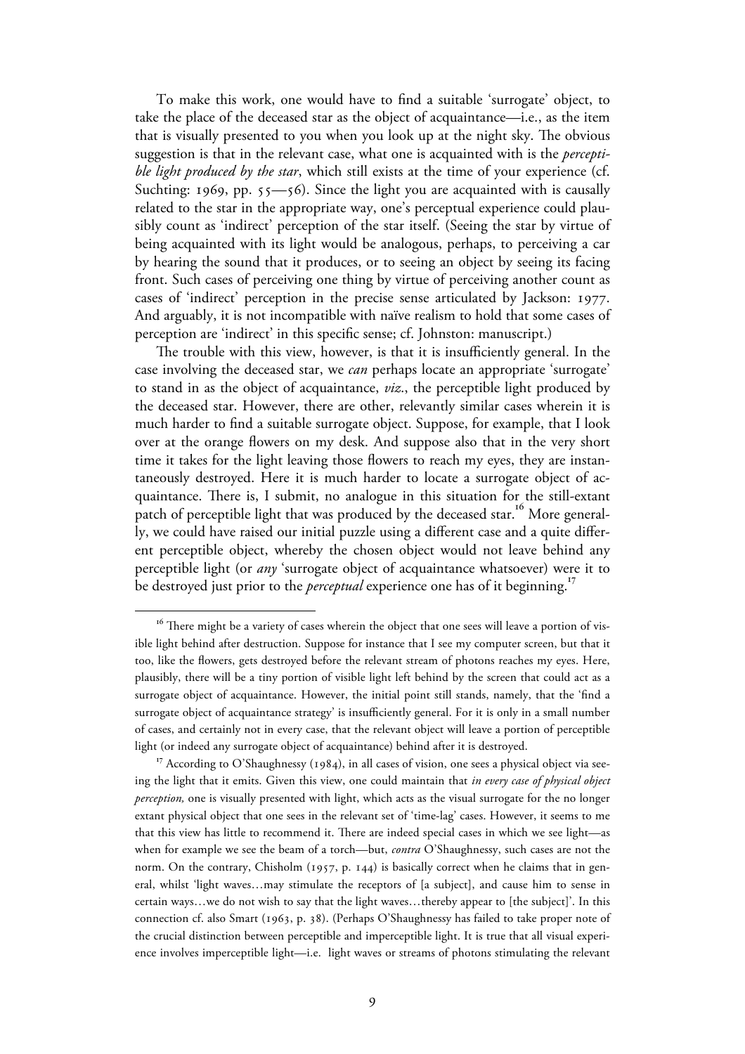To make this work, one would have to find a suitable 'surrogate' object, to take the place of the deceased star as the object of acquaintance—i.e., as the item that is visually presented to you when you look up at the night sky. The obvious suggestion is that in the relevant case, what one is acquainted with is the *perceptible light produced by the star*, which still exists at the time of your experience (cf. Suchting: 1969, pp. 55—56). Since the light you are acquainted with is causally related to the star in the appropriate way, one's perceptual experience could plausibly count as 'indirect' perception of the star itself. (Seeing the star by virtue of being acquainted with its light would be analogous, perhaps, to perceiving a car by hearing the sound that it produces, or to seeing an object by seeing its facing front. Such cases of perceiving one thing by virtue of perceiving another count as cases of 'indirect' perception in the precise sense articulated by Jackson: 1977. And arguably, it is not incompatible with naïve realism to hold that some cases of perception are 'indirect' in this specific sense; cf. Johnston: manuscript.)

The trouble with this view, however, is that it is insufficiently general. In the case involving the deceased star, we *can* perhaps locate an appropriate 'surrogate' to stand in as the object of acquaintance, *viz*., the perceptible light produced by the deceased star. However, there are other, relevantly similar cases wherein it is much harder to find a suitable surrogate object. Suppose, for example, that I look over at the orange flowers on my desk. And suppose also that in the very short time it takes for the light leaving those flowers to reach my eyes, they are instantaneously destroyed. Here it is much harder to locate a surrogate object of acquaintance. There is, I submit, no analogue in this situation for the still-extant patch of perceptible light that was produced by the deceased star.[16] More generally, we could have raised our initial puzzle using a different case and a quite different perceptible object, whereby the chosen object would not leave behind any perceptible light (or *any* 'surrogate object of acquaintance whatsoever) were it to be destroyed just prior to the *perceptual* experience one has of it beginning.[17]

[16] There might be a variety of cases wherein the object that one sees will leave a portion of visible light behind after destruction. Suppose for instance that I see my computer screen, but that it too, like the flowers, gets destroyed before the relevant stream of photons reaches my eyes. Here, plausibly, there will be a tiny portion of visible light left behind by the screen that could act as a surrogate object of acquaintance. However, the initial point still stands, namely, that the 'find a surrogate object of acquaintance strategy' is insufficiently general. For it is only in a small number of cases, and certainly not in every case, that the relevant object will leave a portion of perceptible light (or indeed any surrogate object of acquaintance) behind after it is destroyed.

[17] According to O'Shaughnessy (1984), in all cases of vision, one sees a physical object via seeing the light that it emits. Given this view, one could maintain that *in every case of physical object perception,* one is visually presented with light, which acts as the visual surrogate for the no longer extant physical object that one sees in the relevant set of 'time-lag' cases. However, it seems to me that this view has little to recommend it. There are indeed special cases in which we see light—as when for example we see the beam of a torch—but, *contra* O'Shaughnessy, such cases are not the norm. On the contrary, Chisholm (1957, p. 144) is basically correct when he claims that in general, whilst 'light waves…may stimulate the receptors of [a subject], and cause him to sense in certain ways…we do not wish to say that the light waves…thereby appear to [the subject]'. In this connection cf. also Smart (1963, p. 38). (Perhaps O'Shaughnessy has failed to take proper note of the crucial distinction between perceptible and imperceptible light. It is true that all visual experience involves imperceptible light—i.e. light waves or streams of photons stimulating the relevant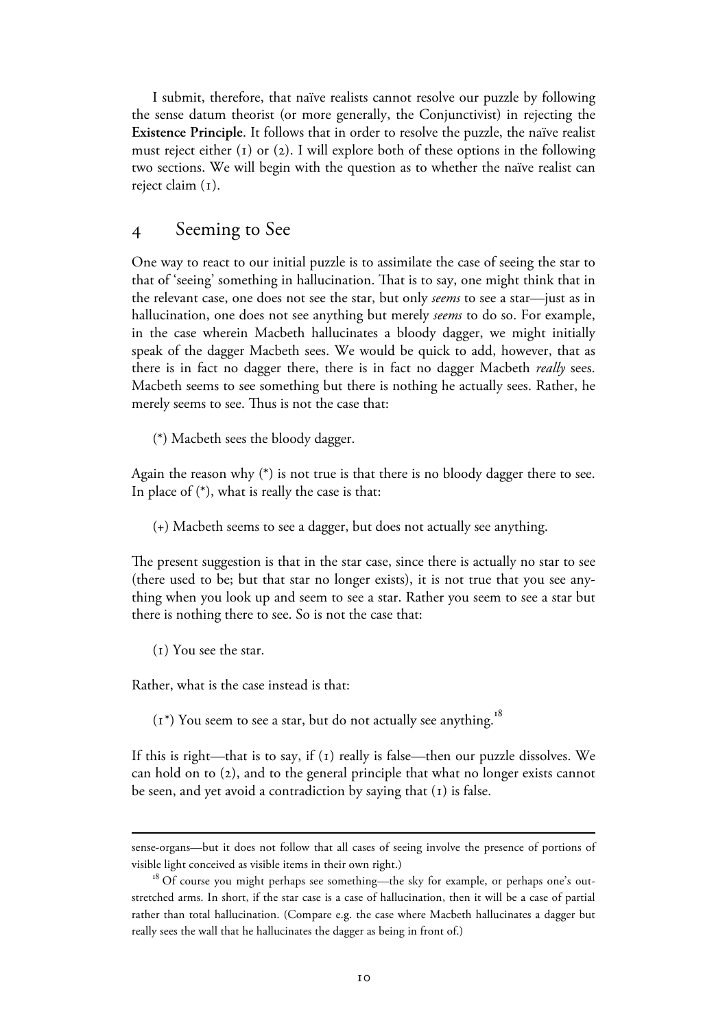I submit, therefore, that naïve realists cannot resolve our puzzle by following the sense datum theorist (or more generally, the Conjunctivist) in rejecting the **Existence Principle**. It follows that in order to resolve the puzzle, the naïve realist must reject either (1) or (2). I will explore both of these options in the following two sections. We will begin with the question as to whether the naïve realist can reject claim (1).

## 4 Seeming to See

One way to react to our initial puzzle is to assimilate the case of seeing the star to that of 'seeing' something in hallucination. That is to say, one might think that in the relevant case, one does not see the star, but only *seems* to see a star—just as in hallucination, one does not see anything but merely *seems* to do so. For example, in the case wherein Macbeth hallucinates a bloody dagger, we might initially speak of the dagger Macbeth sees. We would be quick to add, however, that as there is in fact no dagger there, there is in fact no dagger Macbeth *really* sees. Macbeth seems to see something but there is nothing he actually sees. Rather, he merely seems to see. Thus is not the case that:

(*) Macbeth sees the bloody dagger.

Again the reason why (*) is not true is that there is no bloody dagger there to see. In place of (*), what is really the case is that:

(+) Macbeth seems to see a dagger, but does not actually see anything.

The present suggestion is that in the star case, since there is actually no star to see (there used to be; but that star no longer exists), it is not true that you see anything when you look up and seem to see a star. Rather you seem to see a star but there is nothing there to see. So is not the case that:

(1) You see the star.

Rather, what is the case instead is that:

(1*) You seem to see a star, but do not actually see anything.[18]

If this is right—that is to say, if (1) really is false—then our puzzle dissolves. We can hold on to (2), and to the general principle that what no longer exists cannot be seen, and yet avoid a contradiction by saying that (1) is false.

---

sense-organs—but it does not follow that all cases of seeing involve the presence of portions of visible light conceived as visible items in their own right.)

[18] Of course you might perhaps see something—the sky for example, or perhaps one's outstretched arms. In short, if the star case is a case of hallucination, then it will be a case of partial rather than total hallucination. (Compare e.g. the case where Macbeth hallucinates a dagger but really sees the wall that he hallucinates the dagger as being in front of.)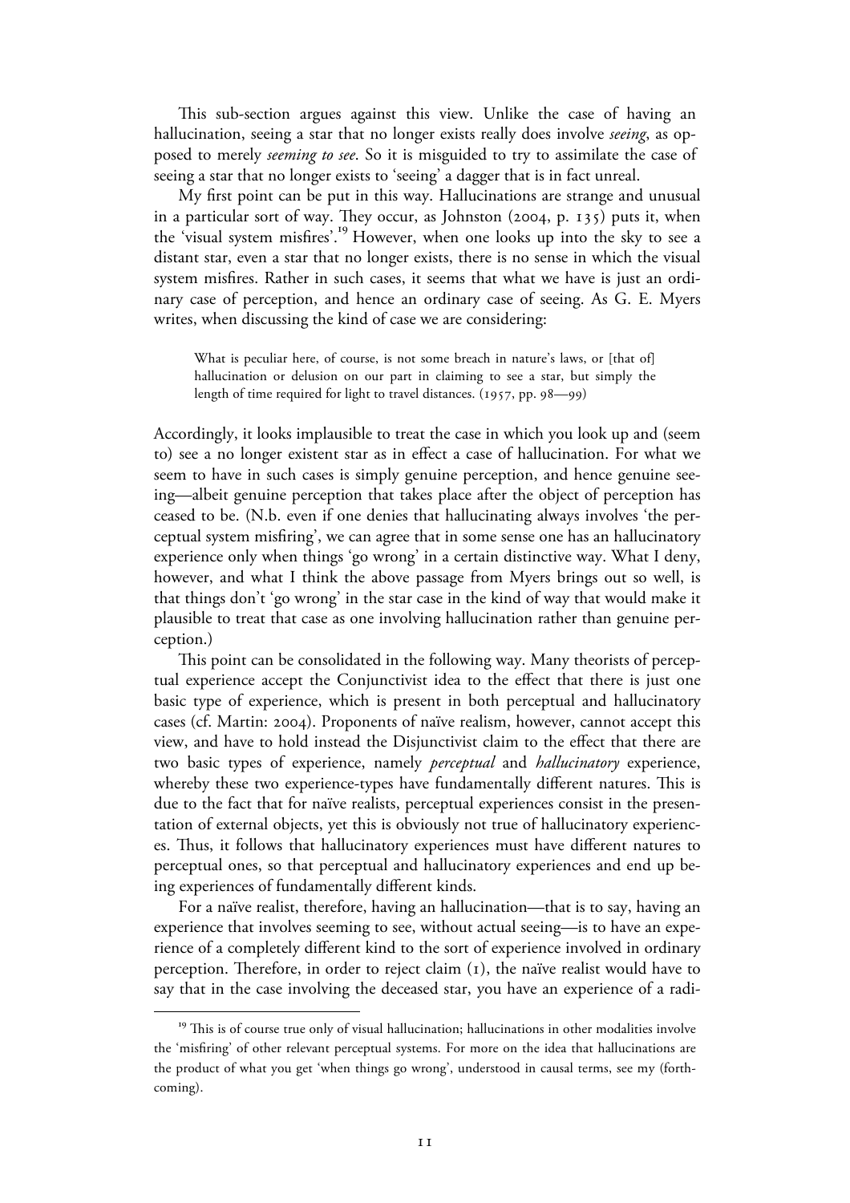This sub-section argues against this view. Unlike the case of having an hallucination, seeing a star that no longer exists really does involve *seeing*, as opposed to merely *seeming to see*. So it is misguided to try to assimilate the case of seeing a star that no longer exists to 'seeing' a dagger that is in fact unreal.

My first point can be put in this way. Hallucinations are strange and unusual in a particular sort of way. They occur, as Johnston (2004, p. 135) puts it, when the 'visual system misfires'.[19] However, when one looks up into the sky to see a distant star, even a star that no longer exists, there is no sense in which the visual system misfires. Rather in such cases, it seems that what we have is just an ordinary case of perception, and hence an ordinary case of seeing. As G. E. Myers writes, when discussing the kind of case we are considering:

> What is peculiar here, of course, is not some breach in nature's laws, or [that of] hallucination or delusion on our part in claiming to see a star, but simply the length of time required for light to travel distances. (1957, pp. 98—99)

Accordingly, it looks implausible to treat the case in which you look up and (seem to) see a no longer existent star as in effect a case of hallucination. For what we seem to have in such cases is simply genuine perception, and hence genuine seeing—albeit genuine perception that takes place after the object of perception has ceased to be. (N.b. even if one denies that hallucinating always involves 'the perceptual system misfiring', we can agree that in some sense one has an hallucinatory experience only when things 'go wrong' in a certain distinctive way. What I deny, however, and what I think the above passage from Myers brings out so well, is that things don't 'go wrong' in the star case in the kind of way that would make it plausible to treat that case as one involving hallucination rather than genuine perception.)

This point can be consolidated in the following way. Many theorists of perceptual experience accept the Conjunctivist idea to the effect that there is just one basic type of experience, which is present in both perceptual and hallucinatory cases (cf. Martin: 2004). Proponents of naïve realism, however, cannot accept this view, and have to hold instead the Disjunctivist claim to the effect that there are two basic types of experience, namely *perceptual* and *hallucinatory* experience, whereby these two experience-types have fundamentally different natures. This is due to the fact that for naïve realists, perceptual experiences consist in the presentation of external objects, yet this is obviously not true of hallucinatory experiences. Thus, it follows that hallucinatory experiences must have different natures to perceptual ones, so that perceptual and hallucinatory experiences and end up being experiences of fundamentally different kinds.

For a naïve realist, therefore, having an hallucination—that is to say, having an experience that involves seeming to see, without actual seeing—is to have an experience of a completely different kind to the sort of experience involved in ordinary perception. Therefore, in order to reject claim (1), the naïve realist would have to say that in the case involving the deceased star, you have an experience of a radi-

---

[19] This is of course true only of visual hallucination; hallucinations in other modalities involve the 'misfiring' of other relevant perceptual systems. For more on the idea that hallucinations are the product of what you get 'when things go wrong', understood in causal terms, see my (forthcoming).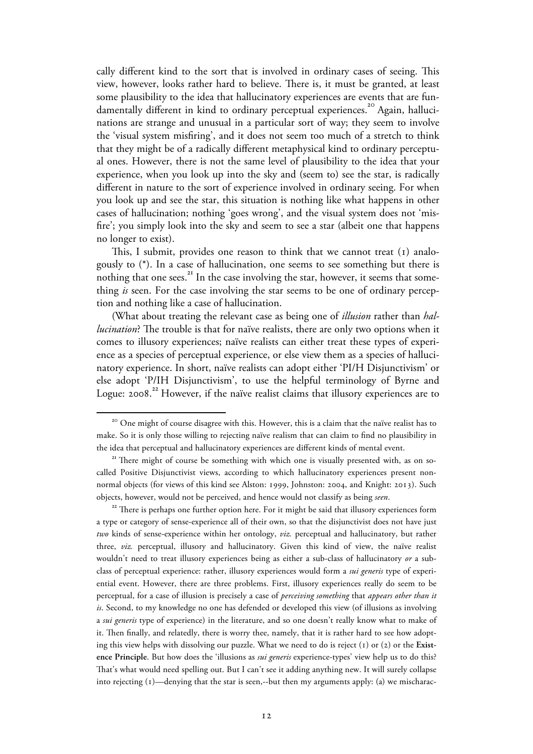cally different kind to the sort that is involved in ordinary cases of seeing. This view, however, looks rather hard to believe. There is, it must be granted, at least some plausibility to the idea that hallucinatory experiences are events that are fundamentally different in kind to ordinary perceptual experiences.[20] Again, hallucinations are strange and unusual in a particular sort of way; they seem to involve the 'visual system misfiring', and it does not seem too much of a stretch to think that they might be of a radically different metaphysical kind to ordinary perceptual ones. However, there is not the same level of plausibility to the idea that your experience, when you look up into the sky and (seem to) see the star, is radically different in nature to the sort of experience involved in ordinary seeing. For when you look up and see the star, this situation is nothing like what happens in other cases of hallucination; nothing 'goes wrong', and the visual system does not 'misfire'; you simply look into the sky and seem to see a star (albeit one that happens no longer to exist).

This, I submit, provides one reason to think that we cannot treat (1) analogously to (*). In a case of hallucination, one seems to see something but there is nothing that one sees.[21] In the case involving the star, however, it seems that something *is* seen. For the case involving the star seems to be one of ordinary perception and nothing like a case of hallucination.

(What about treating the relevant case as being one of *illusion* rather than *hallucination*? The trouble is that for naïve realists, there are only two options when it comes to illusory experiences; naïve realists can either treat these types of experience as a species of perceptual experience, or else view them as a species of hallucinatory experience. In short, naïve realists can adopt either 'PI/H Disjunctivism' or else adopt 'P/IH Disjunctivism', to use the helpful terminology of Byrne and Logue: 2008.[22] However, if the naïve realist claims that illusory experiences are to

---

[20] One might of course disagree with this. However, this is a claim that the naïve realist has to make. So it is only those willing to rejecting naïve realism that can claim to find no plausibility in the idea that perceptual and hallucinatory experiences are different kinds of mental event.

[21] There might of course be something with which one is visually presented with, as on so-called Positive Disjunctivist views, according to which hallucinatory experiences present non-normal objects (for views of this kind see Alston: 1999, Johnston: 2004, and Knight: 2013). Such objects, however, would not be perceived, and hence would not classify as being *seen*.

[22] There is perhaps one further option here. For it might be said that illusory experiences form a type or category of sense-experience all of their own, so that the disjunctivist does not have just *two* kinds of sense-experience within her ontology, *viz.* perceptual and hallucinatory, but rather three, *viz.* perceptual, illusory and hallucinatory. Given this kind of view, the naïve realist wouldn't need to treat illusory experiences being as either a sub-class of hallucinatory *or* a sub-class of perceptual experience: rather, illusory experiences would form a *sui generis* type of experiential event. However, there are three problems. First, illusory experiences really do seem to be perceptual, for a case of illusion is precisely a case of *perceiving something* that *appears other than it is*. Second, to my knowledge no one has defended or developed this view (of illusions as involving a *sui generis* type of experience) in the literature, and so one doesn't really know what to make of it. Then finally, and relatedly, there is worry thee, namely, that it is rather hard to see how adopting this view helps with dissolving our puzzle. What we need to do is reject (1) or (2) or the **Existence Principle**. But how does the 'illusions as *sui generis* experience-types' view help us to do this? That's what would need spelling out. But I can't see it adding anything new. It will surely collapse into rejecting (1)—denying that the star is seen,--but then my arguments apply: (a) we mischarac-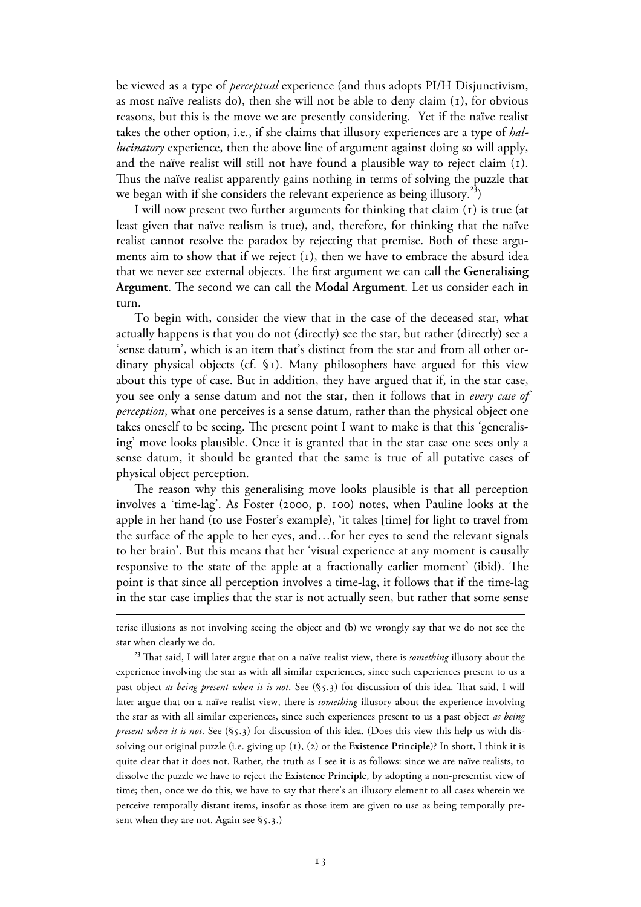be viewed as a type of *perceptual* experience (and thus adopts PI/H Disjunctivism, as most naïve realists do), then she will not be able to deny claim (1), for obvious reasons, but this is the move we are presently considering. Yet if the naïve realist takes the other option, i.e., if she claims that illusory experiences are a type of *hallucinatory* experience, then the above line of argument against doing so will apply, and the naïve realist will still not have found a plausible way to reject claim (1). Thus the naïve realist apparently gains nothing in terms of solving the puzzle that we began with if she considers the relevant experience as being illusory.[23])

I will now present two further arguments for thinking that claim (1) is true (at least given that naïve realism is true), and, therefore, for thinking that the naïve realist cannot resolve the paradox by rejecting that premise. Both of these arguments aim to show that if we reject (1), then we have to embrace the absurd idea that we never see external objects. The first argument we can call the **Generalising Argument**. The second we can call the **Modal Argument**. Let us consider each in turn.

To begin with, consider the view that in the case of the deceased star, what actually happens is that you do not (directly) see the star, but rather (directly) see a 'sense datum', which is an item that's distinct from the star and from all other ordinary physical objects (cf. §1). Many philosophers have argued for this view about this type of case. But in addition, they have argued that if, in the star case, you see only a sense datum and not the star, then it follows that in *every case of perception*, what one perceives is a sense datum, rather than the physical object one takes oneself to be seeing. The present point I want to make is that this 'generalising' move looks plausible. Once it is granted that in the star case one sees only a sense datum, it should be granted that the same is true of all putative cases of physical object perception.

The reason why this generalising move looks plausible is that all perception involves a 'time-lag'. As Foster (2000, p. 100) notes, when Pauline looks at the apple in her hand (to use Foster's example), 'it takes [time] for light to travel from the surface of the apple to her eyes, and…for her eyes to send the relevant signals to her brain'. But this means that her 'visual experience at any moment is causally responsive to the state of the apple at a fractionally earlier moment' (ibid). The point is that since all perception involves a time-lag, it follows that if the time-lag in the star case implies that the star is not actually seen, but rather that some sense

---

terise illusions as not involving seeing the object and (b) we wrongly say that we do not see the star when clearly we do.

[23] That said, I will later argue that on a naïve realist view, there is *something* illusory about the experience involving the star as with all similar experiences, since such experiences present to us a past object *as being present when it is not*. See (§5.3) for discussion of this idea. That said, I will later argue that on a naïve realist view, there is *something* illusory about the experience involving the star as with all similar experiences, since such experiences present to us a past object *as being present when it is not*. See (§5.3) for discussion of this idea. (Does this view this help us with dissolving our original puzzle (i.e. giving up (1), (2) or the **Existence Principle**)? In short, I think it is quite clear that it does not. Rather, the truth as I see it is as follows: since we are naïve realists, to dissolve the puzzle we have to reject the **Existence Principle**, by adopting a non-presentist view of time; then, once we do this, we have to say that there's an illusory element to all cases wherein we perceive temporally distant items, insofar as those item are given to use as being temporally present when they are not. Again see §5.3.)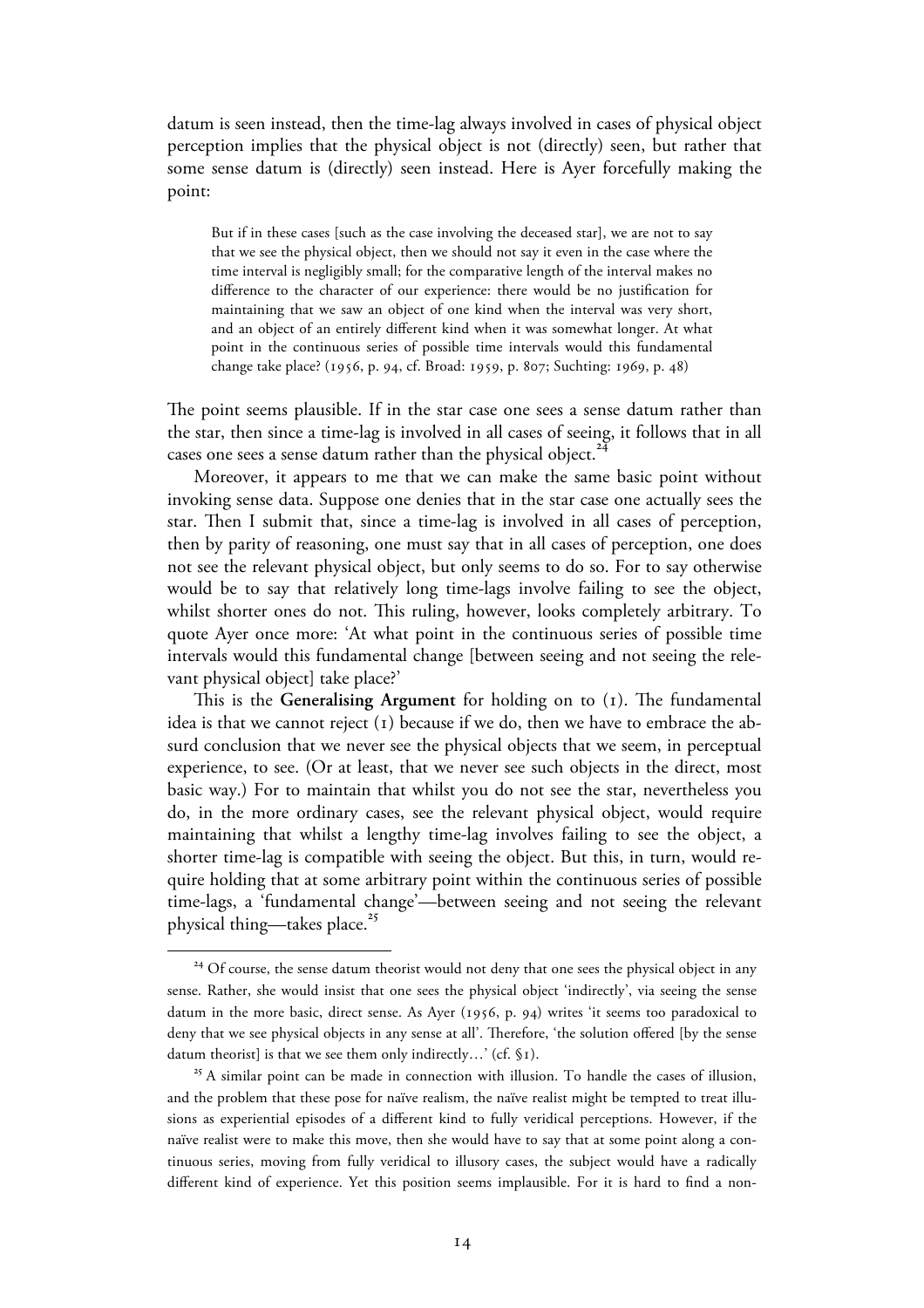datum is seen instead, then the time-lag always involved in cases of physical object perception implies that the physical object is not (directly) seen, but rather that some sense datum is (directly) seen instead. Here is Ayer forcefully making the point:

> But if in these cases [such as the case involving the deceased star], we are not to say that we see the physical object, then we should not say it even in the case where the time interval is negligibly small; for the comparative length of the interval makes no difference to the character of our experience: there would be no justification for maintaining that we saw an object of one kind when the interval was very short, and an object of an entirely different kind when it was somewhat longer. At what point in the continuous series of possible time intervals would this fundamental change take place? (1956, p. 94, cf. Broad: 1959, p. 807; Suchting: 1969, p. 48)

The point seems plausible. If in the star case one sees a sense datum rather than the star, then since a time-lag is involved in all cases of seeing, it follows that in all cases one sees a sense datum rather than the physical object.[24]

Moreover, it appears to me that we can make the same basic point without invoking sense data. Suppose one denies that in the star case one actually sees the star. Then I submit that, since a time-lag is involved in all cases of perception, then by parity of reasoning, one must say that in all cases of perception, one does not see the relevant physical object, but only seems to do so. For to say otherwise would be to say that relatively long time-lags involve failing to see the object, whilst shorter ones do not. This ruling, however, looks completely arbitrary. To quote Ayer once more: 'At what point in the continuous series of possible time intervals would this fundamental change [between seeing and not seeing the relevant physical object] take place?'

This is the **Generalising Argument** for holding on to (1). The fundamental idea is that we cannot reject (1) because if we do, then we have to embrace the absurd conclusion that we never see the physical objects that we seem, in perceptual experience, to see. (Or at least, that we never see such objects in the direct, most basic way.) For to maintain that whilst you do not see the star, nevertheless you do, in the more ordinary cases, see the relevant physical object, would require maintaining that whilst a lengthy time-lag involves failing to see the object, a shorter time-lag is compatible with seeing the object. But this, in turn, would require holding that at some arbitrary point within the continuous series of possible time-lags, a 'fundamental change'—between seeing and not seeing the relevant physical thing—takes place.[25]

[24] Of course, the sense datum theorist would not deny that one sees the physical object in any sense. Rather, she would insist that one sees the physical object 'indirectly', via seeing the sense datum in the more basic, direct sense. As Ayer (1956, p. 94) writes 'it seems too paradoxical to deny that we see physical objects in any sense at all'. Therefore, 'the solution offered [by the sense datum theorist] is that we see them only indirectly…' (cf. §1).

[25] A similar point can be made in connection with illusion. To handle the cases of illusion, and the problem that these pose for naïve realism, the naïve realist might be tempted to treat illusions as experiential episodes of a different kind to fully veridical perceptions. However, if the naïve realist were to make this move, then she would have to say that at some point along a continuous series, moving from fully veridical to illusory cases, the subject would have a radically different kind of experience. Yet this position seems implausible. For it is hard to find a non-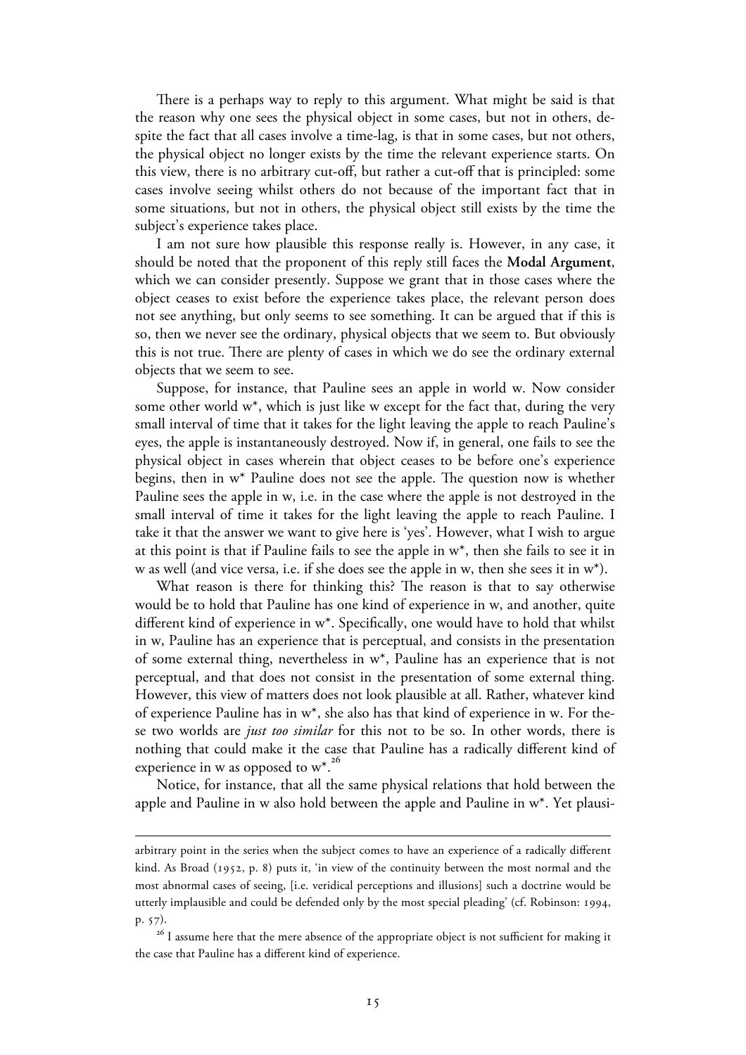There is a perhaps way to reply to this argument. What might be said is that the reason why one sees the physical object in some cases, but not in others, despite the fact that all cases involve a time-lag, is that in some cases, but not others, the physical object no longer exists by the time the relevant experience starts. On this view, there is no arbitrary cut-off, but rather a cut-off that is principled: some cases involve seeing whilst others do not because of the important fact that in some situations, but not in others, the physical object still exists by the time the subject's experience takes place.

I am not sure how plausible this response really is. However, in any case, it should be noted that the proponent of this reply still faces the **Modal Argument**, which we can consider presently. Suppose we grant that in those cases where the object ceases to exist before the experience takes place, the relevant person does not see anything, but only seems to see something. It can be argued that if this is so, then we never see the ordinary, physical objects that we seem to. But obviously this is not true. There are plenty of cases in which we do see the ordinary external objects that we seem to see.

Suppose, for instance, that Pauline sees an apple in world w. Now consider some other world w*, which is just like w except for the fact that, during the very small interval of time that it takes for the light leaving the apple to reach Pauline's eyes, the apple is instantaneously destroyed. Now if, in general, one fails to see the physical object in cases wherein that object ceases to be before one's experience begins, then in w* Pauline does not see the apple. The question now is whether Pauline sees the apple in w, i.e. in the case where the apple is not destroyed in the small interval of time it takes for the light leaving the apple to reach Pauline. I take it that the answer we want to give here is 'yes'. However, what I wish to argue at this point is that if Pauline fails to see the apple in w*, then she fails to see it in w as well (and vice versa, i.e. if she does see the apple in w, then she sees it in w*).

What reason is there for thinking this? The reason is that to say otherwise would be to hold that Pauline has one kind of experience in w, and another, quite different kind of experience in w*. Specifically, one would have to hold that whilst in w, Pauline has an experience that is perceptual, and consists in the presentation of some external thing, nevertheless in w*, Pauline has an experience that is not perceptual, and that does not consist in the presentation of some external thing. However, this view of matters does not look plausible at all. Rather, whatever kind of experience Pauline has in w*, she also has that kind of experience in w. For these two worlds are *just too similar* for this not to be so. In other words, there is nothing that could make it the case that Pauline has a radically different kind of experience in w as opposed to w*.[26]

Notice, for instance, that all the same physical relations that hold between the apple and Pauline in w also hold between the apple and Pauline in w*. Yet plausi-

---

arbitrary point in the series when the subject comes to have an experience of a radically different kind. As Broad (1952, p. 8) puts it, 'in view of the continuity between the most normal and the most abnormal cases of seeing, [i.e. veridical perceptions and illusions] such a doctrine would be utterly implausible and could be defended only by the most special pleading' (cf. Robinson: 1994, p. 57).

[26] I assume here that the mere absence of the appropriate object is not sufficient for making it the case that Pauline has a different kind of experience.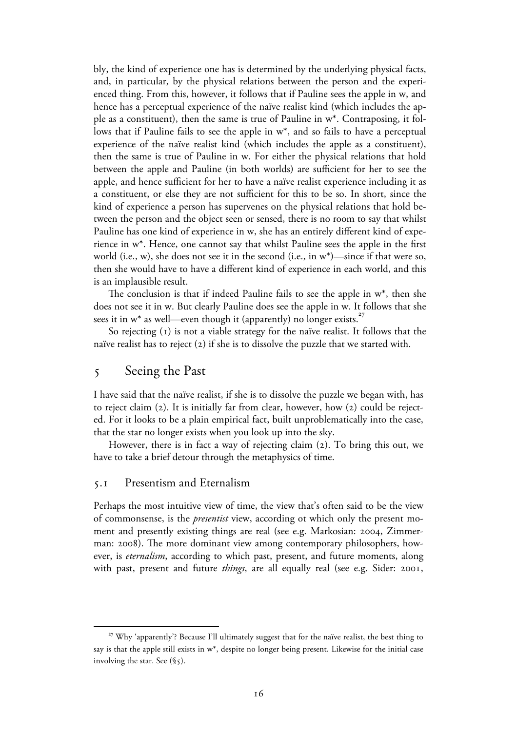bly, the kind of experience one has is determined by the underlying physical facts, and, in particular, by the physical relations between the person and the experienced thing. From this, however, it follows that if Pauline sees the apple in w, and hence has a perceptual experience of the naïve realist kind (which includes the apple as a constituent), then the same is true of Pauline in w*. Contraposing, it follows that if Pauline fails to see the apple in w*, and so fails to have a perceptual experience of the naïve realist kind (which includes the apple as a constituent), then the same is true of Pauline in w. For either the physical relations that hold between the apple and Pauline (in both worlds) are sufficient for her to see the apple, and hence sufficient for her to have a naïve realist experience including it as a constituent, or else they are not sufficient for this to be so. In short, since the kind of experience a person has supervenes on the physical relations that hold between the person and the object seen or sensed, there is no room to say that whilst Pauline has one kind of experience in w, she has an entirely different kind of experience in w*. Hence, one cannot say that whilst Pauline sees the apple in the first world (i.e., w), she does not see it in the second (i.e., in w*)—since if that were so, then she would have to have a different kind of experience in each world, and this is an implausible result.

The conclusion is that if indeed Pauline fails to see the apple in w*, then she does not see it in w. But clearly Pauline does see the apple in w. It follows that she sees it in w* as well—even though it (apparently) no longer exists.[27]

So rejecting (1) is not a viable strategy for the naïve realist. It follows that the naïve realist has to reject (2) if she is to dissolve the puzzle that we started with.

# 5 Seeing the Past

I have said that the naïve realist, if she is to dissolve the puzzle we began with, has to reject claim (2). It is initially far from clear, however, how (2) could be rejected. For it looks to be a plain empirical fact, built unproblematically into the case, that the star no longer exists when you look up into the sky.

However, there is in fact a way of rejecting claim (2). To bring this out, we have to take a brief detour through the metaphysics of time.

## 5.1 Presentism and Eternalism

Perhaps the most intuitive view of time, the view that's often said to be the view of commonsense, is the *presentist* view, according ot which only the present moment and presently existing things are real (see e.g. Markosian: 2004, Zimmerman: 2008). The more dominant view among contemporary philosophers, however, is *eternalism*, according to which past, present, and future moments, along with past, present and future *things*, are all equally real (see e.g. Sider: 2001,

[27] Why 'apparently'? Because I'll ultimately suggest that for the naïve realist, the best thing to say is that the apple still exists in w*, despite no longer being present. Likewise for the initial case involving the star. See (§5).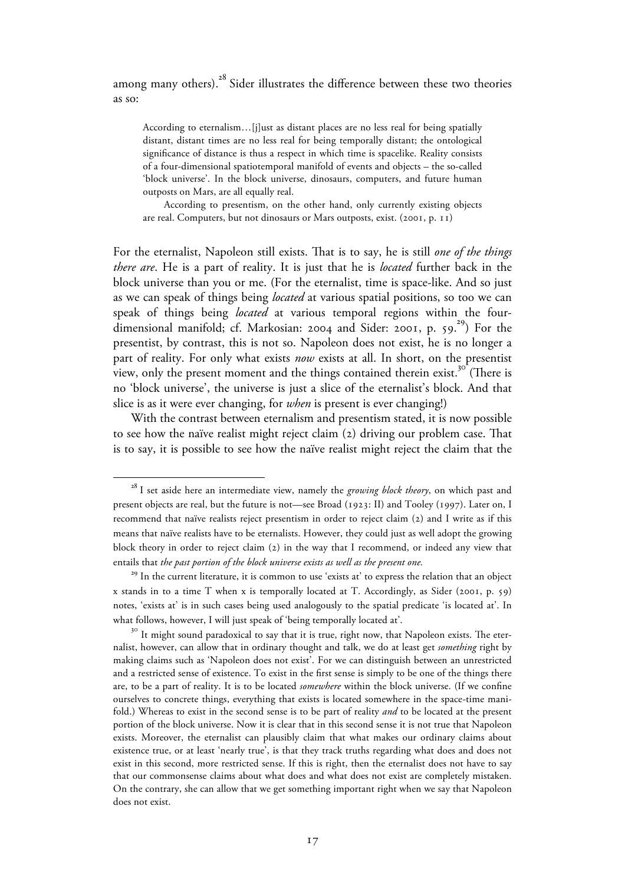among many others).[28] Sider illustrates the difference between these two theories as so:

> According to eternalism…[j]ust as distant places are no less real for being spatially distant, distant times are no less real for being temporally distant; the ontological significance of distance is thus a respect in which time is spacelike. Reality consists of a four-dimensional spatiotemporal manifold of events and objects – the so-called 'block universe'. In the block universe, dinosaurs, computers, and future human outposts on Mars, are all equally real.
>
> According to presentism, on the other hand, only currently existing objects are real. Computers, but not dinosaurs or Mars outposts, exist. (2001, p. 11)

For the eternalist, Napoleon still exists. That is to say, he is still *one of the things there are*. He is a part of reality. It is just that he is *located* further back in the block universe than you or me. (For the eternalist, time is space-like. And so just as we can speak of things being *located* at various spatial positions, so too we can speak of things being *located* at various temporal regions within the four-dimensional manifold; cf. Markosian: 2004 and Sider: 2001, p. 59.[29]) For the presentist, by contrast, this is not so. Napoleon does not exist, he is no longer a part of reality. For only what exists *now* exists at all. In short, on the presentist view, only the present moment and the things contained therein exist.[30] (There is no 'block universe', the universe is just a slice of the eternalist's block. And that slice is as it were ever changing, for *when* is present is ever changing!)

With the contrast between eternalism and presentism stated, it is now possible to see how the naïve realist might reject claim (2) driving our problem case. That is to say, it is possible to see how the naïve realist might reject the claim that the

---

[28] I set aside here an intermediate view, namely the *growing block theory*, on which past and present objects are real, but the future is not—see Broad (1923: II) and Tooley (1997). Later on, I recommend that naïve realists reject presentism in order to reject claim (2) and I write as if this means that naïve realists have to be eternalists. However, they could just as well adopt the growing block theory in order to reject claim (2) in the way that I recommend, or indeed any view that entails that *the past portion of the block universe exists as well as the present one.*

[29] In the current literature, it is common to use 'exists at' to express the relation that an object x stands in to a time T when x is temporally located at T. Accordingly, as Sider (2001, p. 59) notes, 'exists at' is in such cases being used analogously to the spatial predicate 'is located at'. In what follows, however, I will just speak of 'being temporally located at'.

[30] It might sound paradoxical to say that it is true, right now, that Napoleon exists. The eternalist, however, can allow that in ordinary thought and talk, we do at least get *something* right by making claims such as 'Napoleon does not exist'. For we can distinguish between an unrestricted and a restricted sense of existence. To exist in the first sense is simply to be one of the things there are, to be a part of reality. It is to be located *somewhere* within the block universe. (If we confine ourselves to concrete things, everything that exists is located somewhere in the space-time manifold.) Whereas to exist in the second sense is to be part of reality *and* to be located at the present portion of the block universe. Now it is clear that in this second sense it is not true that Napoleon exists. Moreover, the eternalist can plausibly claim that what makes our ordinary claims about existence true, or at least 'nearly true', is that they track truths regarding what does and does not exist in this second, more restricted sense. If this is right, then the eternalist does not have to say that our commonsense claims about what does and what does not exist are completely mistaken. On the contrary, she can allow that we get something important right when we say that Napoleon does not exist.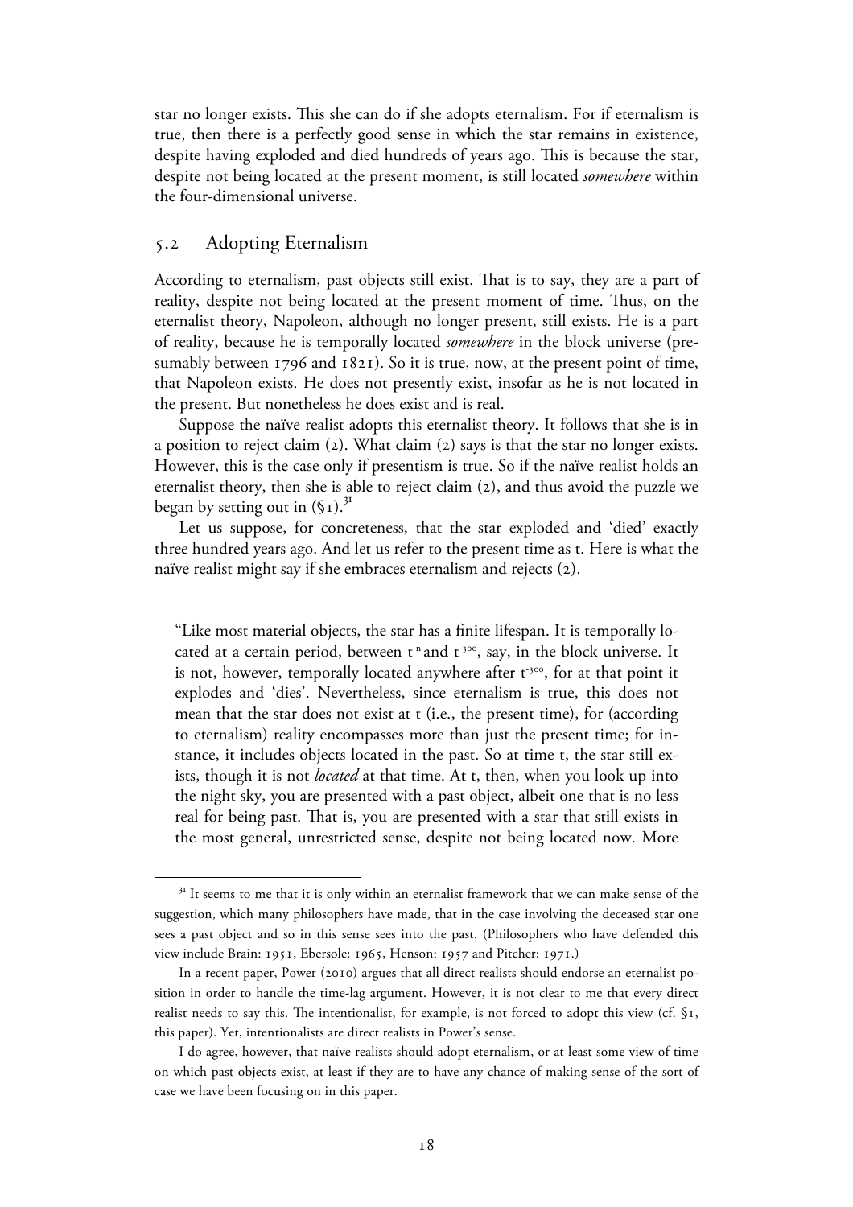star no longer exists. This she can do if she adopts eternalism. For if eternalism is true, then there is a perfectly good sense in which the star remains in existence, despite having exploded and died hundreds of years ago. This is because the star, despite not being located at the present moment, is still located *somewhere* within the four-dimensional universe.

## 5.2 Adopting Eternalism

According to eternalism, past objects still exist. That is to say, they are a part of reality, despite not being located at the present moment of time. Thus, on the eternalist theory, Napoleon, although no longer present, still exists. He is a part of reality, because he is temporally located *somewhere* in the block universe (presumably between 1796 and 1821). So it is true, now, at the present point of time, that Napoleon exists. He does not presently exist, insofar as he is not located in the present. But nonetheless he does exist and is real.

Suppose the naïve realist adopts this eternalist theory. It follows that she is in a position to reject claim (2). What claim (2) says is that the star no longer exists. However, this is the case only if presentism is true. So if the naïve realist holds an eternalist theory, then she is able to reject claim (2), and thus avoid the puzzle we began by setting out in (§1).[31]

Let us suppose, for concreteness, that the star exploded and 'died' exactly three hundred years ago. And let us refer to the present time as t. Here is what the naïve realist might say if she embraces eternalism and rejects (2).

> "Like most material objects, the star has a finite lifespan. It is temporally located at a certain period, between $t^{-n}$ and $t^{-300}$, say, in the block universe. It is not, however, temporally located anywhere after $t^{-300}$, for at that point it explodes and 'dies'. Nevertheless, since eternalism is true, this does not mean that the star does not exist at t (i.e., the present time), for (according to eternalism) reality encompasses more than just the present time; for instance, it includes objects located in the past. So at time t, the star still exists, though it is not *located* at that time. At t, then, when you look up into the night sky, you are presented with a past object, albeit one that is no less real for being past. That is, you are presented with a star that still exists in the most general, unrestricted sense, despite not being located now. More

[31] It seems to me that it is only within an eternalist framework that we can make sense of the suggestion, which many philosophers have made, that in the case involving the deceased star one sees a past object and so in this sense sees into the past. (Philosophers who have defended this view include Brain: 1951, Ebersole: 1965, Henson: 1957 and Pitcher: 1971.)

In a recent paper, Power (2010) argues that all direct realists should endorse an eternalist position in order to handle the time-lag argument. However, it is not clear to me that every direct realist needs to say this. The intentionalist, for example, is not forced to adopt this view (cf. §1, this paper). Yet, intentionalists are direct realists in Power's sense.

I do agree, however, that naïve realists should adopt eternalism, or at least some view of time on which past objects exist, at least if they are to have any chance of making sense of the sort of case we have been focusing on in this paper.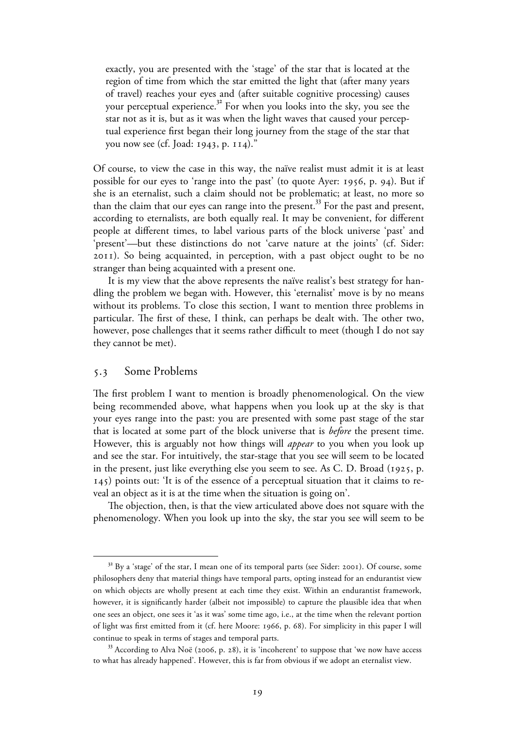exactly, you are presented with the 'stage' of the star that is located at the region of time from which the star emitted the light that (after many years of travel) reaches your eyes and (after suitable cognitive processing) causes your perceptual experience.[32] For when you looks into the sky, you see the star not as it is, but as it was when the light waves that caused your perceptual experience first began their long journey from the stage of the star that you now see (cf. Joad: 1943, p. 114)."

Of course, to view the case in this way, the naïve realist must admit it is at least possible for our eyes to 'range into the past' (to quote Ayer: 1956, p. 94). But if she is an eternalist, such a claim should not be problematic; at least, no more so than the claim that our eyes can range into the present.[33] For the past and present, according to eternalists, are both equally real. It may be convenient, for different people at different times, to label various parts of the block universe 'past' and 'present'—but these distinctions do not 'carve nature at the joints' (cf. Sider: 2011). So being acquainted, in perception, with a past object ought to be no stranger than being acquainted with a present one.

It is my view that the above represents the naïve realist's best strategy for handling the problem we began with. However, this 'eternalist' move is by no means without its problems. To close this section, I want to mention three problems in particular. The first of these, I think, can perhaps be dealt with. The other two, however, pose challenges that it seems rather difficult to meet (though I do not say they cannot be met).

## 5.3 Some Problems

The first problem I want to mention is broadly phenomenological. On the view being recommended above, what happens when you look up at the sky is that your eyes range into the past: you are presented with some past stage of the star that is located at some part of the block universe that is *before* the present time. However, this is arguably not how things will *appear* to you when you look up and see the star. For intuitively, the star-stage that you see will seem to be located in the present, just like everything else you seem to see. As C. D. Broad (1925, p. 145) points out: 'It is of the essence of a perceptual situation that it claims to reveal an object as it is at the time when the situation is going on'.

The objection, then, is that the view articulated above does not square with the phenomenology. When you look up into the sky, the star you see will seem to be

---

[32] By a 'stage' of the star, I mean one of its temporal parts (see Sider: 2001). Of course, some philosophers deny that material things have temporal parts, opting instead for an endurantist view on which objects are wholly present at each time they exist. Within an endurantist framework, however, it is significantly harder (albeit not impossible) to capture the plausible idea that when one sees an object, one sees it 'as it was' some time ago, i.e., at the time when the relevant portion of light was first emitted from it (cf. here Moore: 1966, p. 68). For simplicity in this paper I will continue to speak in terms of stages and temporal parts.

[33] According to Alva Noë (2006, p. 28), it is 'incoherent' to suppose that 'we now have access to what has already happened'. However, this is far from obvious if we adopt an eternalist view.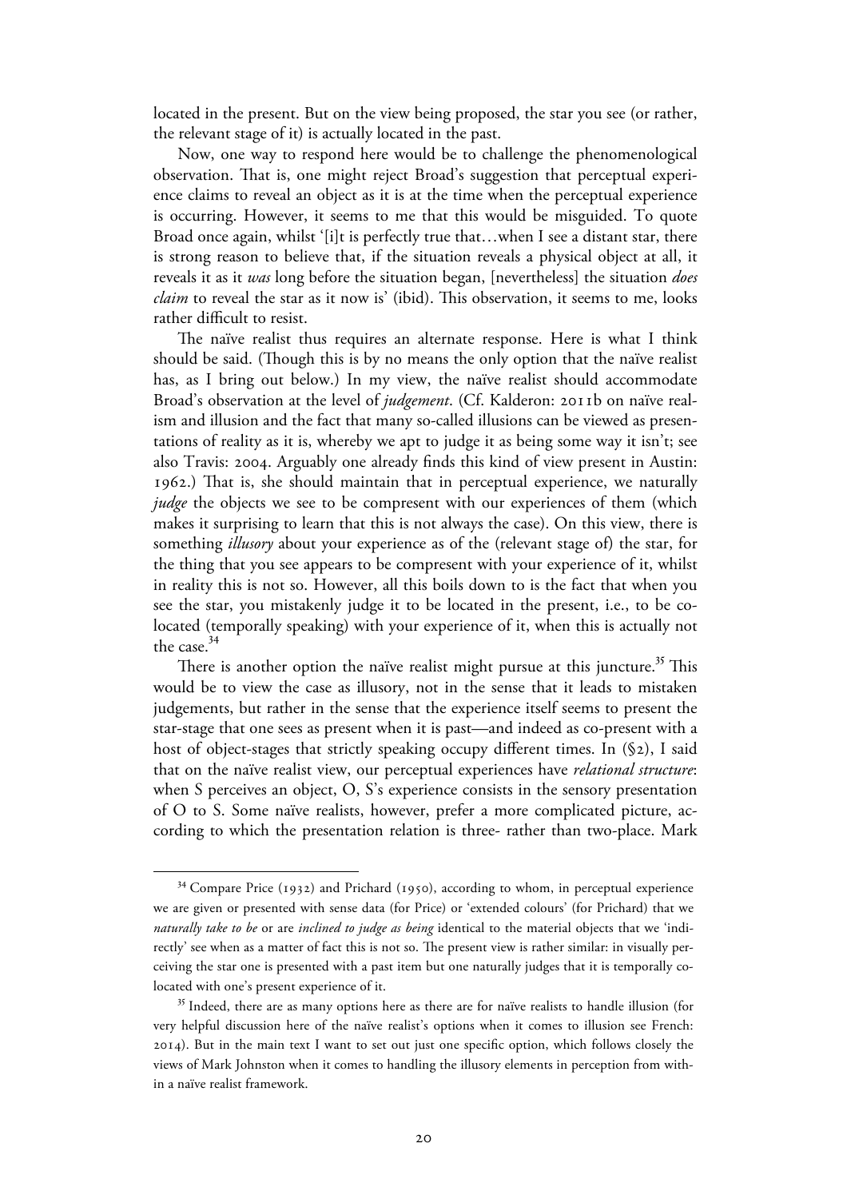located in the present. But on the view being proposed, the star you see (or rather, the relevant stage of it) is actually located in the past.

Now, one way to respond here would be to challenge the phenomenological observation. That is, one might reject Broad's suggestion that perceptual experience claims to reveal an object as it is at the time when the perceptual experience is occurring. However, it seems to me that this would be misguided. To quote Broad once again, whilst '[i]t is perfectly true that…when I see a distant star, there is strong reason to believe that, if the situation reveals a physical object at all, it reveals it as it *was* long before the situation began, [nevertheless] the situation *does claim* to reveal the star as it now is' (ibid). This observation, it seems to me, looks rather difficult to resist.

The naïve realist thus requires an alternate response. Here is what I think should be said. (Though this is by no means the only option that the naïve realist has, as I bring out below.) In my view, the naïve realist should accommodate Broad's observation at the level of *judgement*. (Cf. Kalderon: 2011b on naïve realism and illusion and the fact that many so-called illusions can be viewed as presentations of reality as it is, whereby we apt to judge it as being some way it isn't; see also Travis: 2004. Arguably one already finds this kind of view present in Austin: 1962.) That is, she should maintain that in perceptual experience, we naturally *judge* the objects we see to be compresent with our experiences of them (which makes it surprising to learn that this is not always the case). On this view, there is something *illusory* about your experience as of the (relevant stage of) the star, for the thing that you see appears to be compresent with your experience of it, whilst in reality this is not so. However, all this boils down to is the fact that when you see the star, you mistakenly judge it to be located in the present, i.e., to be co-located (temporally speaking) with your experience of it, when this is actually not the case.[34]

There is another option the naïve realist might pursue at this juncture.[35] This would be to view the case as illusory, not in the sense that it leads to mistaken judgements, but rather in the sense that the experience itself seems to present the star-stage that one sees as present when it is past—and indeed as co-present with a host of object-stages that strictly speaking occupy different times. In (§2), I said that on the naïve realist view, our perceptual experiences have *relational structure*: when S perceives an object, O, S's experience consists in the sensory presentation of O to S. Some naïve realists, however, prefer a more complicated picture, according to which the presentation relation is three- rather than two-place. Mark

[34] Compare Price (1932) and Prichard (1950), according to whom, in perceptual experience we are given or presented with sense data (for Price) or 'extended colours' (for Prichard) that we *naturally take to be* or are *inclined to judge as being* identical to the material objects that we 'indirectly' see when as a matter of fact this is not so. The present view is rather similar: in visually perceiving the star one is presented with a past item but one naturally judges that it is temporally co-located with one's present experience of it.

[35] Indeed, there are as many options here as there are for naïve realists to handle illusion (for very helpful discussion here of the naïve realist's options when it comes to illusion see French: 2014). But in the main text I want to set out just one specific option, which follows closely the views of Mark Johnston when it comes to handling the illusory elements in perception from within a naïve realist framework.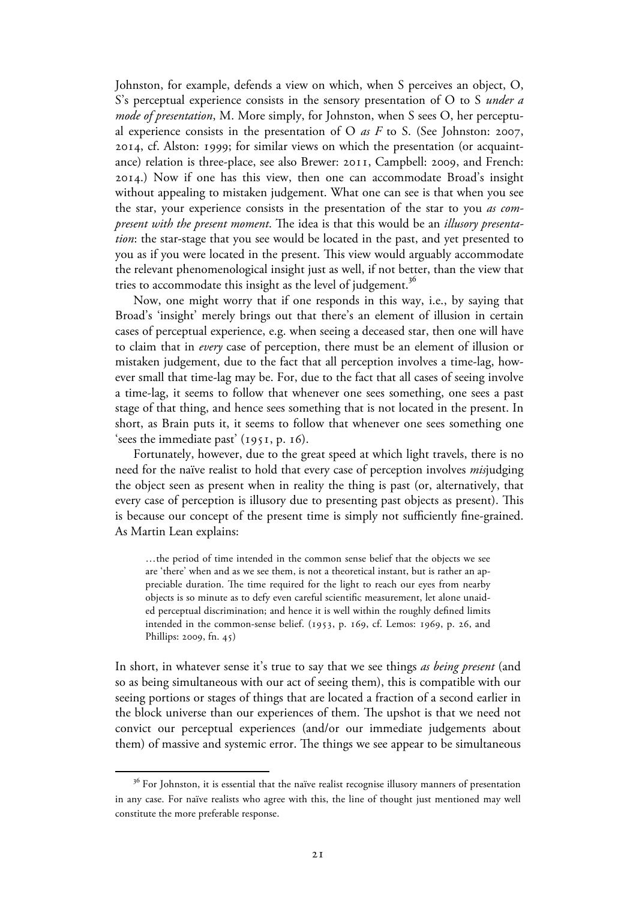Johnston, for example, defends a view on which, when S perceives an object, O, S's perceptual experience consists in the sensory presentation of O to S *under a mode of presentation*, M. More simply, for Johnston, when S sees O, her perceptual experience consists in the presentation of O *as F* to S. (See Johnston: 2007, 2014, cf. Alston: 1999; for similar views on which the presentation (or acquaintance) relation is three-place, see also Brewer: 2011, Campbell: 2009, and French: 2014.) Now if one has this view, then one can accommodate Broad's insight without appealing to mistaken judgement. What one can see is that when you see the star, your experience consists in the presentation of the star to you *as compresent with the present moment*. The idea is that this would be an *illusory presentation*: the star-stage that you see would be located in the past, and yet presented to you as if you were located in the present. This view would arguably accommodate the relevant phenomenological insight just as well, if not better, than the view that tries to accommodate this insight as the level of judgement.[36]

Now, one might worry that if one responds in this way, i.e., by saying that Broad's 'insight' merely brings out that there's an element of illusion in certain cases of perceptual experience, e.g. when seeing a deceased star, then one will have to claim that in *every* case of perception, there must be an element of illusion or mistaken judgement, due to the fact that all perception involves a time-lag, however small that time-lag may be. For, due to the fact that all cases of seeing involve a time-lag, it seems to follow that whenever one sees something, one sees a past stage of that thing, and hence sees something that is not located in the present. In short, as Brain puts it, it seems to follow that whenever one sees something one 'sees the immediate past' (1951, p. 16).

Fortunately, however, due to the great speed at which light travels, there is no need for the naïve realist to hold that every case of perception involves *mis*judging the object seen as present when in reality the thing is past (or, alternatively, that every case of perception is illusory due to presenting past objects as present). This is because our concept of the present time is simply not sufficiently fine-grained. As Martin Lean explains:

> …the period of time intended in the common sense belief that the objects we see are 'there' when and as we see them, is not a theoretical instant, but is rather an appreciable duration. The time required for the light to reach our eyes from nearby objects is so minute as to defy even careful scientific measurement, let alone unaided perceptual discrimination; and hence it is well within the roughly defined limits intended in the common-sense belief. (1953, p. 169, cf. Lemos: 1969, p. 26, and Phillips: 2009, fn. 45)

In short, in whatever sense it's true to say that we see things *as being present* (and so as being simultaneous with our act of seeing them), this is compatible with our seeing portions or stages of things that are located a fraction of a second earlier in the block universe than our experiences of them. The upshot is that we need not convict our perceptual experiences (and/or our immediate judgements about them) of massive and systemic error. The things we see appear to be simultaneous

[36] For Johnston, it is essential that the naïve realist recognise illusory manners of presentation in any case. For naïve realists who agree with this, the line of thought just mentioned may well constitute the more preferable response.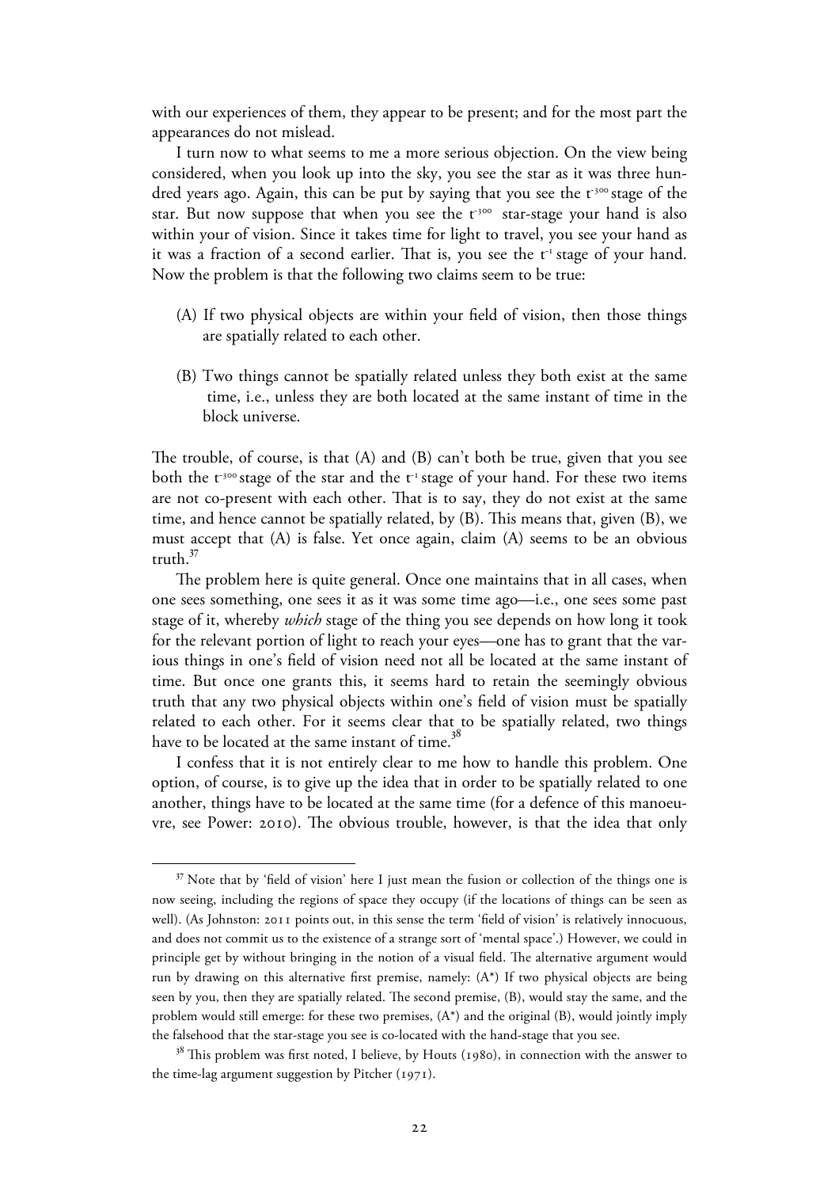with our experiences of them, they appear to be present; and for the most part the appearances do not mislead.

I turn now to what seems to me a more serious objection. On the view being considered, when you look up into the sky, you see the star as it was three hundred years ago. Again, this can be put by saying that you see the $t^{-300}$ stage of the star. But now suppose that when you see the $t^{-300}$ star-stage your hand is also within your of vision. Since it takes time for light to travel, you see your hand as it was a fraction of a second earlier. That is, you see the $t^{-1}$ stage of your hand. Now the problem is that the following two claims seem to be true:

(A) If two physical objects are within your field of vision, then those things are spatially related to each other.

(B) Two things cannot be spatially related unless they both exist at the same time, i.e., unless they are both located at the same instant of time in the block universe.

The trouble, of course, is that (A) and (B) can't both be true, given that you see both the $t^{-300}$ stage of the star and the $t^{-1}$ stage of your hand. For these two items are not co-present with each other. That is to say, they do not exist at the same time, and hence cannot be spatially related, by (B). This means that, given (B), we must accept that (A) is false. Yet once again, claim (A) seems to be an obvious truth.[37]

The problem here is quite general. Once one maintains that in all cases, when one sees something, one sees it as it was some time ago—i.e., one sees some past stage of it, whereby *which* stage of the thing you see depends on how long it took for the relevant portion of light to reach your eyes—one has to grant that the various things in one's field of vision need not all be located at the same instant of time. But once one grants this, it seems hard to retain the seemingly obvious truth that any two physical objects within one's field of vision must be spatially related to each other. For it seems clear that to be spatially related, two things have to be located at the same instant of time.[38]

I confess that it is not entirely clear to me how to handle this problem. One option, of course, is to give up the idea that in order to be spatially related to one another, things have to be located at the same time (for a defence of this manoeuvre, see Power: 2010). The obvious trouble, however, is that the idea that only

---

[37] Note that by 'field of vision' here I just mean the fusion or collection of the things one is now seeing, including the regions of space they occupy (if the locations of things can be seen as well). (As Johnston: 2011 points out, in this sense the term 'field of vision' is relatively innocuous, and does not commit us to the existence of a strange sort of 'mental space'.) However, we could in principle get by without bringing in the notion of a visual field. The alternative argument would run by drawing on this alternative first premise, namely: (A*) If two physical objects are being seen by you, then they are spatially related. The second premise, (B), would stay the same, and the problem would still emerge: for these two premises, (A*) and the original (B), would jointly imply the falsehood that the star-stage you see is co-located with the hand-stage that you see.

[38] This problem was first noted, I believe, by Houts (1980), in connection with the answer to the time-lag argument suggestion by Pitcher (1971).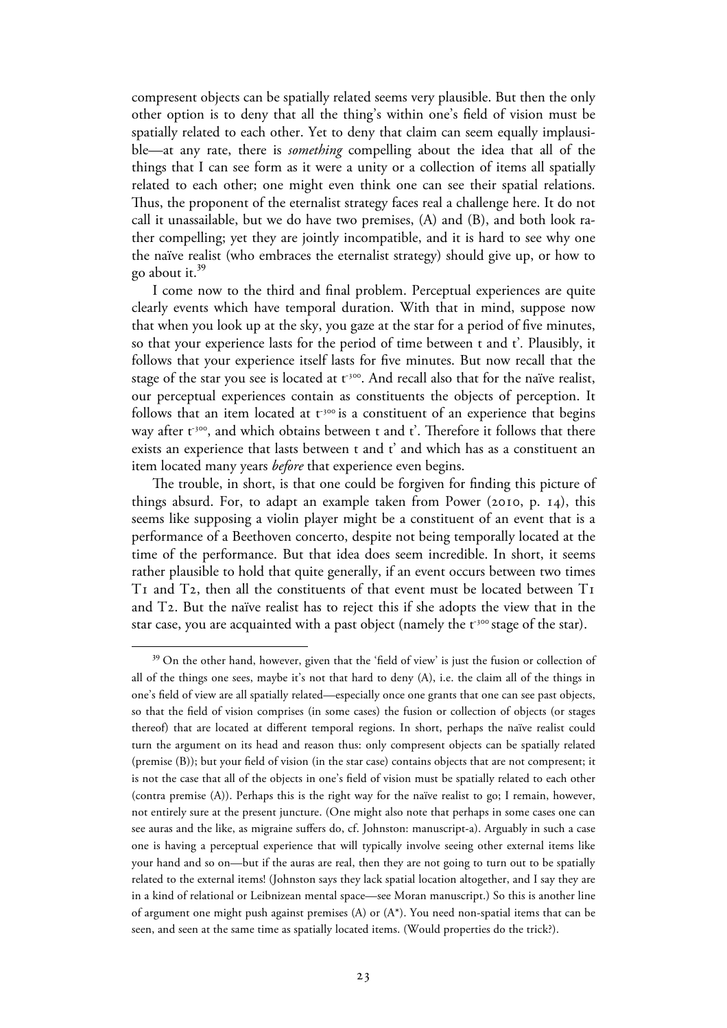compresent objects can be spatially related seems very plausible. But then the only other option is to deny that all the thing's within one's field of vision must be spatially related to each other. Yet to deny that claim can seem equally implausible—at any rate, there is *something* compelling about the idea that all of the things that I can see form as it were a unity or a collection of items all spatially related to each other; one might even think one can see their spatial relations. Thus, the proponent of the eternalist strategy faces real a challenge here. It do not call it unassailable, but we do have two premises, (A) and (B), and both look rather compelling; yet they are jointly incompatible, and it is hard to see why one the naïve realist (who embraces the eternalist strategy) should give up, or how to go about it.[39]

I come now to the third and final problem. Perceptual experiences are quite clearly events which have temporal duration. With that in mind, suppose now that when you look up at the sky, you gaze at the star for a period of five minutes, so that your experience lasts for the period of time between t and t'. Plausibly, it follows that your experience itself lasts for five minutes. But now recall that the stage of the star you see is located at $t^{-300}$. And recall also that for the naïve realist, our perceptual experiences contain as constituents the objects of perception. It follows that an item located at $t^{-300}$ is a constituent of an experience that begins way after $t^{-300}$, and which obtains between t and t'. Therefore it follows that there exists an experience that lasts between t and t' and which has as a constituent an item located many years *before* that experience even begins.

The trouble, in short, is that one could be forgiven for finding this picture of things absurd. For, to adapt an example taken from Power (2010, p. 14), this seems like supposing a violin player might be a constituent of an event that is a performance of a Beethoven concerto, despite not being temporally located at the time of the performance. But that idea does seem incredible. In short, it seems rather plausible to hold that quite generally, if an event occurs between two times T1 and T2, then all the constituents of that event must be located between T1 and T2. But the naïve realist has to reject this if she adopts the view that in the star case, you are acquainted with a past object (namely the $t^{-300}$ stage of the star).

---

[39] On the other hand, however, given that the 'field of view' is just the fusion or collection of all of the things one sees, maybe it's not that hard to deny (A), i.e. the claim all of the things in one's field of view are all spatially related—especially once one grants that one can see past objects, so that the field of vision comprises (in some cases) the fusion or collection of objects (or stages thereof) that are located at different temporal regions. In short, perhaps the naïve realist could turn the argument on its head and reason thus: only compresent objects can be spatially related (premise (B)); but your field of vision (in the star case) contains objects that are not compresent; it is not the case that all of the objects in one's field of vision must be spatially related to each other (contra premise (A)). Perhaps this is the right way for the naïve realist to go; I remain, however, not entirely sure at the present juncture. (One might also note that perhaps in some cases one can see auras and the like, as migraine suffers do, cf. Johnston: manuscript-a). Arguably in such a case one is having a perceptual experience that will typically involve seeing other external items like your hand and so on—but if the auras are real, then they are not going to turn out to be spatially related to the external items! (Johnston says they lack spatial location altogether, and I say they are in a kind of relational or Leibnizean mental space—see Moran manuscript.) So this is another line of argument one might push against premises (A) or (A*). You need non-spatial items that can be seen, and seen at the same time as spatially located items. (Would properties do the trick?).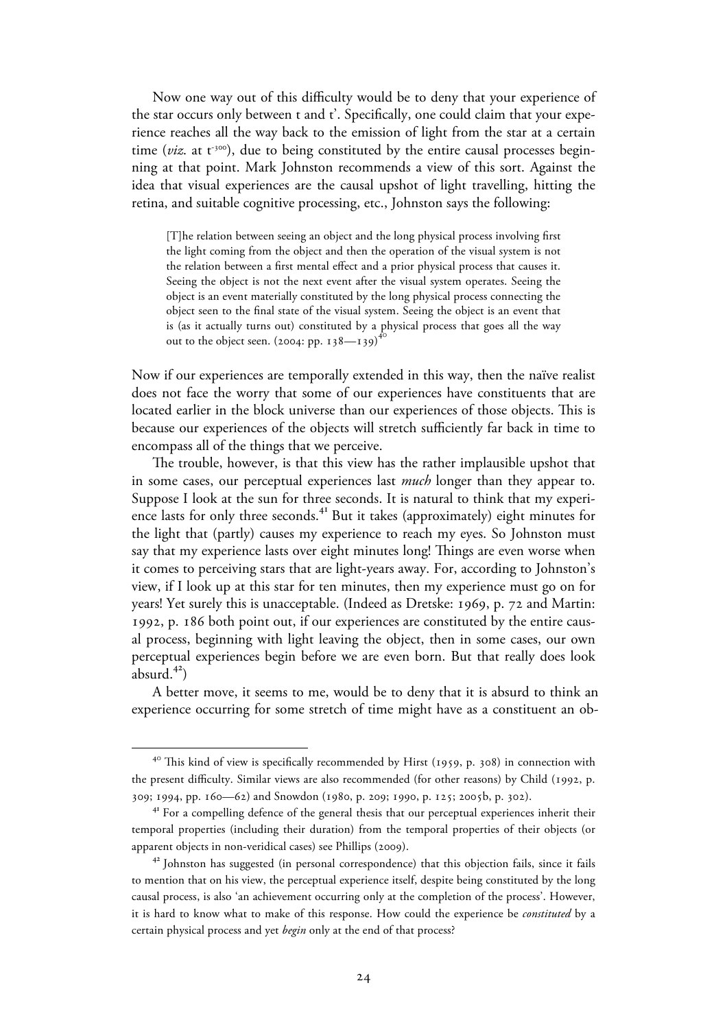Now one way out of this difficulty would be to deny that your experience of the star occurs only between t and t'. Specifically, one could claim that your experience reaches all the way back to the emission of light from the star at a certain time (*viz.* at $t^{-300}$), due to being constituted by the entire causal processes beginning at that point. Mark Johnston recommends a view of this sort. Against the idea that visual experiences are the causal upshot of light travelling, hitting the retina, and suitable cognitive processing, etc., Johnston says the following:

> [T]he relation between seeing an object and the long physical process involving first the light coming from the object and then the operation of the visual system is not the relation between a first mental effect and a prior physical process that causes it. Seeing the object is not the next event after the visual system operates. Seeing the object is an event materially constituted by the long physical process connecting the object seen to the final state of the visual system. Seeing the object is an event that is (as it actually turns out) constituted by a physical process that goes all the way out to the object seen. (2004: pp. 138—139)[40]

Now if our experiences are temporally extended in this way, then the naïve realist does not face the worry that some of our experiences have constituents that are located earlier in the block universe than our experiences of those objects. This is because our experiences of the objects will stretch sufficiently far back in time to encompass all of the things that we perceive.

The trouble, however, is that this view has the rather implausible upshot that in some cases, our perceptual experiences last *much* longer than they appear to. Suppose I look at the sun for three seconds. It is natural to think that my experience lasts for only three seconds.[41] But it takes (approximately) eight minutes for the light that (partly) causes my experience to reach my eyes. So Johnston must say that my experience lasts over eight minutes long! Things are even worse when it comes to perceiving stars that are light-years away. For, according to Johnston's view, if I look up at this star for ten minutes, then my experience must go on for years! Yet surely this is unacceptable. (Indeed as Dretske: 1969, p. 72 and Martin: 1992, p. 186 both point out, if our experiences are constituted by the entire causal process, beginning with light leaving the object, then in some cases, our own perceptual experiences begin before we are even born. But that really does look absurd.[42])

A better move, it seems to me, would be to deny that it is absurd to think an experience occurring for some stretch of time might have as a constituent an ob-

---

[40] This kind of view is specifically recommended by Hirst (1959, p. 308) in connection with the present difficulty. Similar views are also recommended (for other reasons) by Child (1992, p. 309; 1994, pp. 160—62) and Snowdon (1980, p. 209; 1990, p. 125; 2005b, p. 302).

[41] For a compelling defence of the general thesis that our perceptual experiences inherit their temporal properties (including their duration) from the temporal properties of their objects (or apparent objects in non-veridical cases) see Phillips (2009).

[42] Johnston has suggested (in personal correspondence) that this objection fails, since it fails to mention that on his view, the perceptual experience itself, despite being constituted by the long causal process, is also 'an achievement occurring only at the completion of the process'. However, it is hard to know what to make of this response. How could the experience be *constituted* by a certain physical process and yet *begin* only at the end of that process?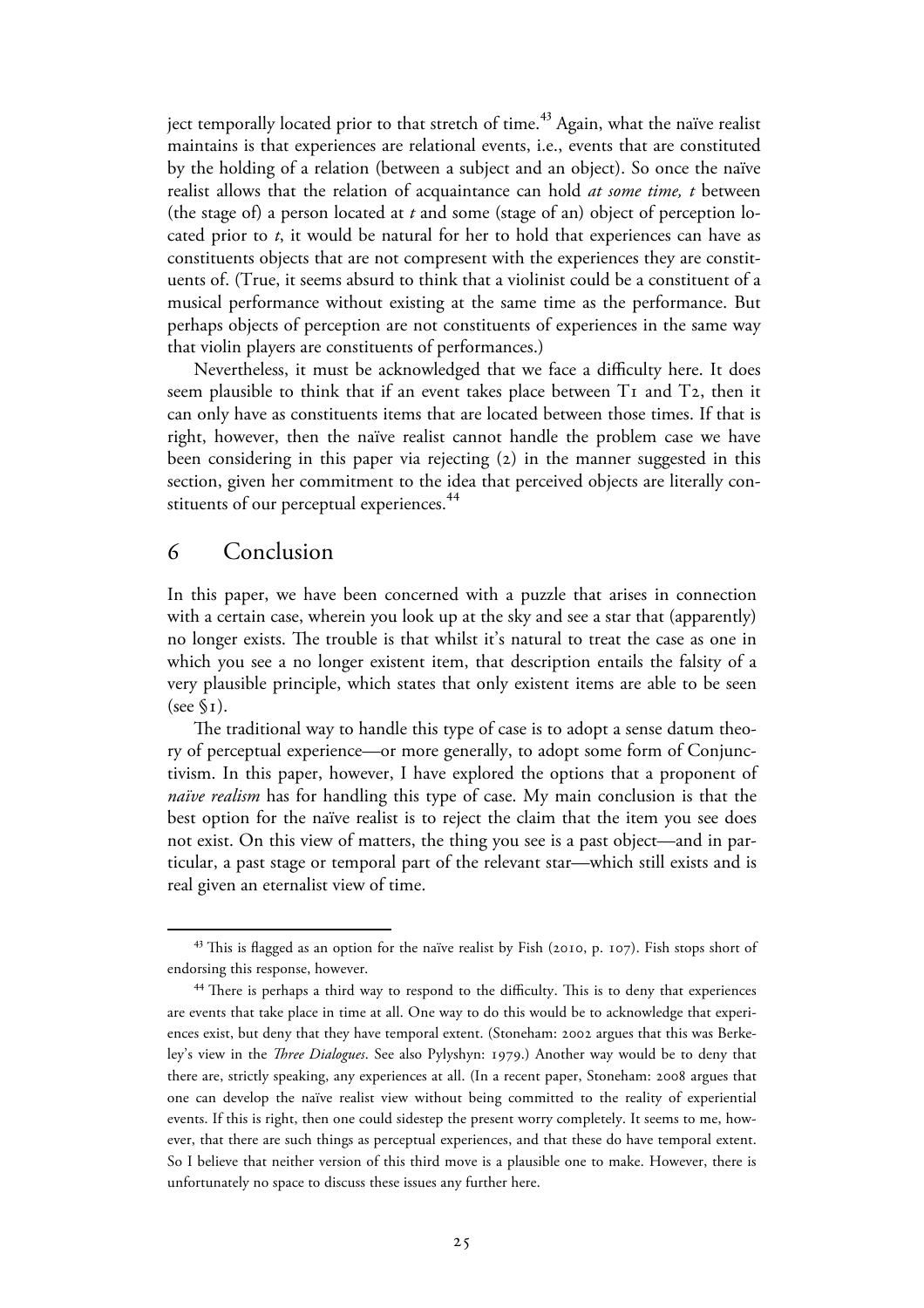ject temporally located prior to that stretch of time.[43] Again, what the naïve realist maintains is that experiences are relational events, i.e., events that are constituted by the holding of a relation (between a subject and an object). So once the naïve realist allows that the relation of acquaintance can hold *at some time, t* between (the stage of) a person located at *t* and some (stage of an) object of perception located prior to *t*, it would be natural for her to hold that experiences can have as constituents objects that are not compresent with the experiences they are constituents of. (True, it seems absurd to think that a violinist could be a constituent of a musical performance without existing at the same time as the performance. But perhaps objects of perception are not constituents of experiences in the same way that violin players are constituents of performances.)

Nevertheless, it must be acknowledged that we face a difficulty here. It does seem plausible to think that if an event takes place between T1 and T2, then it can only have as constituents items that are located between those times. If that is right, however, then the naïve realist cannot handle the problem case we have been considering in this paper via rejecting (2) in the manner suggested in this section, given her commitment to the idea that perceived objects are literally constituents of our perceptual experiences.[44]

## 6 Conclusion

In this paper, we have been concerned with a puzzle that arises in connection with a certain case, wherein you look up at the sky and see a star that (apparently) no longer exists. The trouble is that whilst it's natural to treat the case as one in which you see a no longer existent item, that description entails the falsity of a very plausible principle, which states that only existent items are able to be seen (see §1).

The traditional way to handle this type of case is to adopt a sense datum theory of perceptual experience—or more generally, to adopt some form of Conjunctivism. In this paper, however, I have explored the options that a proponent of *naïve realism* has for handling this type of case. My main conclusion is that the best option for the naïve realist is to reject the claim that the item you see does not exist. On this view of matters, the thing you see is a past object—and in particular, a past stage or temporal part of the relevant star—which still exists and is real given an eternalist view of time.

---

[43] This is flagged as an option for the naïve realist by Fish (2010, p. 107). Fish stops short of endorsing this response, however.

[44] There is perhaps a third way to respond to the difficulty. This is to deny that experiences are events that take place in time at all. One way to do this would be to acknowledge that experiences exist, but deny that they have temporal extent. (Stoneham: 2002 argues that this was Berkeley's view in the *Three Dialogues*. See also Pylyshyn: 1979.) Another way would be to deny that there are, strictly speaking, any experiences at all. (In a recent paper, Stoneham: 2008 argues that one can develop the naïve realist view without being committed to the reality of experiential events. If this is right, then one could sidestep the present worry completely. It seems to me, however, that there are such things as perceptual experiences, and that these do have temporal extent. So I believe that neither version of this third move is a plausible one to make. However, there is unfortunately no space to discuss these issues any further here.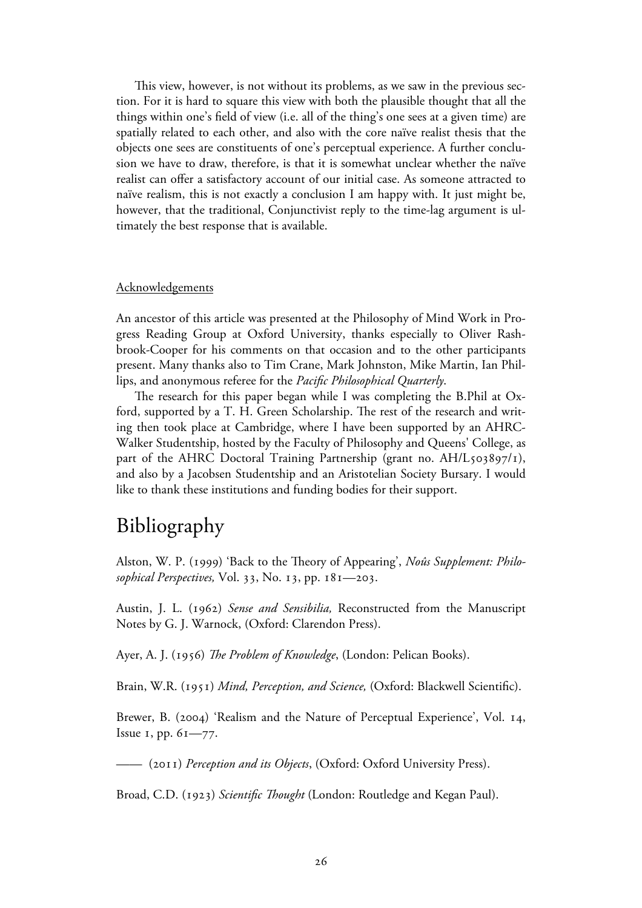This view, however, is not without its problems, as we saw in the previous section. For it is hard to square this view with both the plausible thought that all the things within one's field of view (i.e. all of the thing's one sees at a given time) are spatially related to each other, and also with the core naïve realist thesis that the objects one sees are constituents of one's perceptual experience. A further conclusion we have to draw, therefore, is that it is somewhat unclear whether the naïve realist can offer a satisfactory account of our initial case. As someone attracted to naïve realism, this is not exactly a conclusion I am happy with. It just might be, however, that the traditional, Conjunctivist reply to the time-lag argument is ultimately the best response that is available.

Acknowledgements

An ancestor of this article was presented at the Philosophy of Mind Work in Progress Reading Group at Oxford University, thanks especially to Oliver Rashbrook-Cooper for his comments on that occasion and to the other participants present. Many thanks also to Tim Crane, Mark Johnston, Mike Martin, Ian Phillips, and anonymous referee for the *Pacific Philosophical Quarterly*.

The research for this paper began while I was completing the B.Phil at Oxford, supported by a T. H. Green Scholarship. The rest of the research and writing then took place at Cambridge, where I have been supported by an AHRC-Walker Studentship, hosted by the Faculty of Philosophy and Queens' College, as part of the AHRC Doctoral Training Partnership (grant no. AH/L503897/1), and also by a Jacobsen Studentship and an Aristotelian Society Bursary. I would like to thank these institutions and funding bodies for their support.

# Bibliography

Alston, W. P. (1999) 'Back to the Theory of Appearing', *Noûs Supplement: Philosophical Perspectives,* Vol. 33, No. 13, pp. 181—203.

Austin, J. L. (1962) *Sense and Sensibilia,* Reconstructed from the Manuscript Notes by G. J. Warnock, (Oxford: Clarendon Press).

Ayer, A. J. (1956) *The Problem of Knowledge*, (London: Pelican Books).

Brain, W.R. (1951) *Mind, Perception, and Science,* (Oxford: Blackwell Scientific).

Brewer, B. (2004) 'Realism and the Nature of Perceptual Experience', Vol. 14, Issue 1, pp. 61—77.

—— (2011) *Perception and its Objects*, (Oxford: Oxford University Press).

Broad, C.D. (1923) *Scientific Thought* (London: Routledge and Kegan Paul).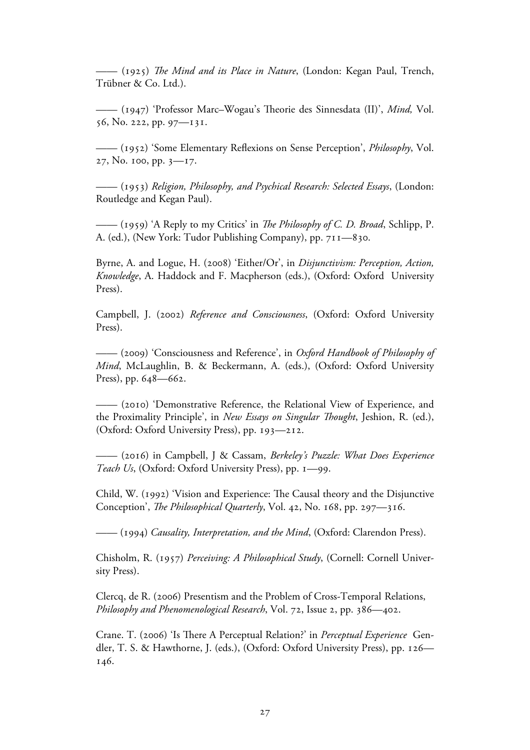—— (1925) *The Mind and its Place in Nature*, (London: Kegan Paul, Trench, Trübner & Co. Ltd.).

—— (1947) 'Professor Marc–Wogau's Theorie des Sinnesdata (II)', *Mind,* Vol. 56, No. 222, pp. 97—131.

—— (1952) 'Some Elementary Reflexions on Sense Perception', *Philosophy*, Vol. 27, No. 100, pp. 3—17.

—— (1953) *Religion, Philosophy, and Psychical Research: Selected Essays*, (London: Routledge and Kegan Paul).

—— (1959) 'A Reply to my Critics' in *The Philosophy of C. D. Broad*, Schlipp, P. A. (ed.), (New York: Tudor Publishing Company), pp. 711—830.

Byrne, A. and Logue, H. (2008) 'Either/Or', in *Disjunctivism: Perception, Action, Knowledge*, A. Haddock and F. Macpherson (eds.), (Oxford: Oxford University Press).

Campbell, J. (2002) *Reference and Consciousness*, (Oxford: Oxford University Press).

—— (2009) 'Consciousness and Reference', in *Oxford Handbook of Philosophy of Mind*, McLaughlin, B. & Beckermann, A. (eds.), (Oxford: Oxford University Press), pp. 648—662.

—— (2010) 'Demonstrative Reference, the Relational View of Experience, and the Proximality Principle', in *New Essays on Singular Thought*, Jeshion, R. (ed.), (Oxford: Oxford University Press), pp. 193—212.

—— (2016) in Campbell, J & Cassam, *Berkeley's Puzzle: What Does Experience Teach Us*, (Oxford: Oxford University Press), pp. 1—99.

Child, W. (1992) 'Vision and Experience: The Causal theory and the Disjunctive Conception', *The Philosophical Quarterly*, Vol. 42, No. 168, pp. 297—316.

—— (1994) *Causality, Interpretation, and the Mind*, (Oxford: Clarendon Press).

Chisholm, R. (1957) *Perceiving: A Philosophical Study*, (Cornell: Cornell University Press).

Clercq, de R. (2006) Presentism and the Problem of Cross-Temporal Relations, *Philosophy and Phenomenological Research*, Vol. 72, Issue 2, pp. 386—402.

Crane. T. (2006) 'Is There A Perceptual Relation?' in *Perceptual Experience* Gendler, T. S. & Hawthorne, J. (eds.), (Oxford: Oxford University Press), pp. 126—146.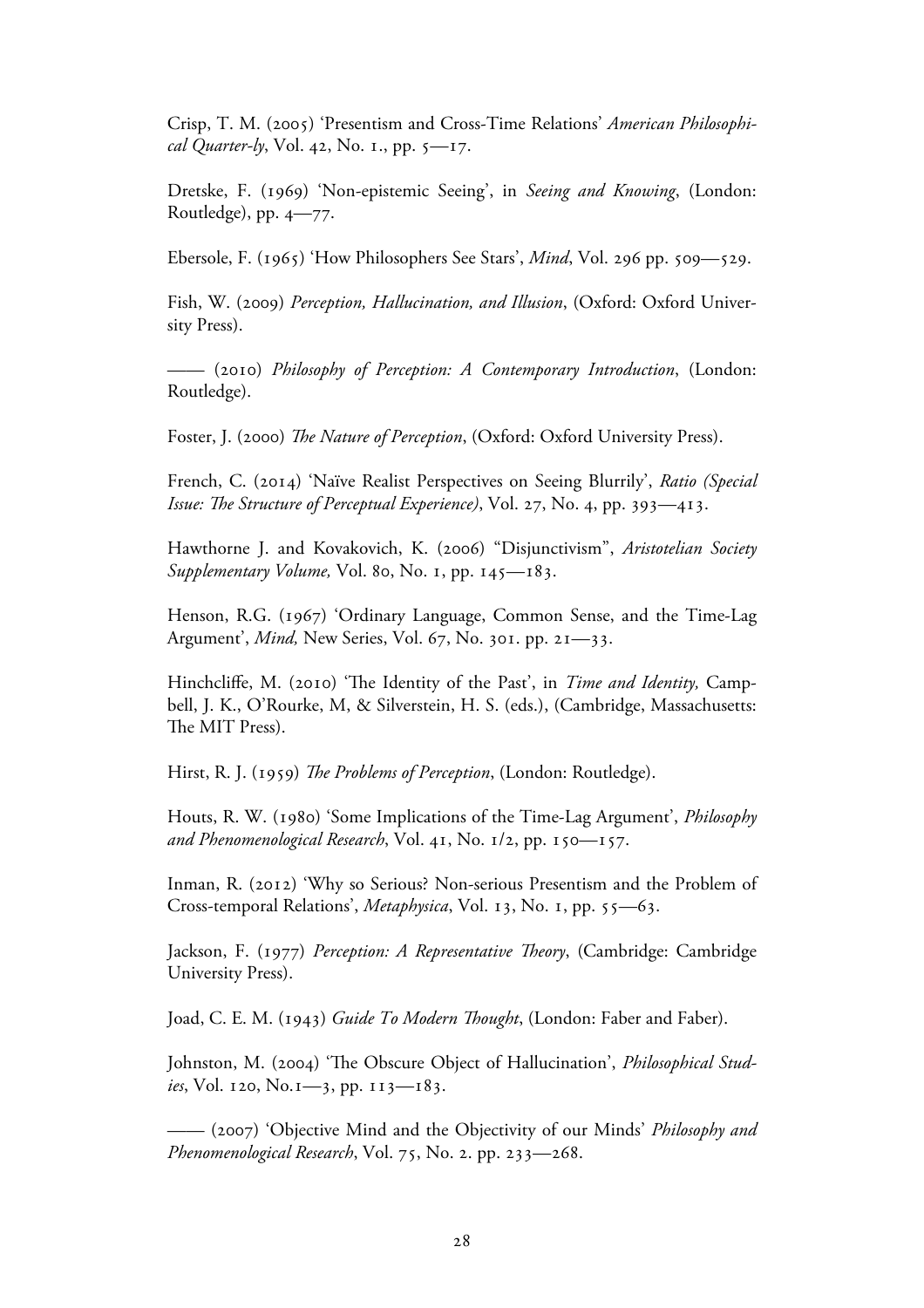Crisp, T. M. (2005) 'Presentism and Cross-Time Relations' *American Philosophical Quarter-ly*, Vol. 42, No. 1., pp. 5—17.

Dretske, F. (1969) 'Non-epistemic Seeing', in *Seeing and Knowing*, (London: Routledge), pp. 4—77.

Ebersole, F. (1965) 'How Philosophers See Stars', *Mind*, Vol. 296 pp. 509—529.

Fish, W. (2009) *Perception, Hallucination, and Illusion*, (Oxford: Oxford University Press).

—— (2010) *Philosophy of Perception: A Contemporary Introduction*, (London: Routledge).

Foster, J. (2000) *The Nature of Perception*, (Oxford: Oxford University Press).

French, C. (2014) 'Naïve Realist Perspectives on Seeing Blurrily', *Ratio (Special Issue: The Structure of Perceptual Experience)*, Vol. 27, No. 4, pp. 393—413.

Hawthorne J. and Kovakovich, K. (2006) "Disjunctivism", *Aristotelian Society Supplementary Volume,* Vol. 80, No. 1, pp. 145—183.

Henson, R.G. (1967) 'Ordinary Language, Common Sense, and the Time-Lag Argument', *Mind,* New Series, Vol. 67, No. 301. pp. 21—33.

Hinchcliffe, M. (2010) 'The Identity of the Past', in *Time and Identity,* Campbell, J. K., O'Rourke, M, & Silverstein, H. S. (eds.), (Cambridge, Massachusetts: The MIT Press).

Hirst, R. J. (1959) *The Problems of Perception*, (London: Routledge).

Houts, R. W. (1980) 'Some Implications of the Time-Lag Argument', *Philosophy and Phenomenological Research*, Vol. 41, No. 1/2, pp. 150—157.

Inman, R. (2012) 'Why so Serious? Non-serious Presentism and the Problem of Cross-temporal Relations', *Metaphysica*, Vol. 13, No. 1, pp. 55—63.

Jackson, F. (1977) *Perception: A Representative Theory*, (Cambridge: Cambridge University Press).

Joad, C. E. M. (1943) *Guide To Modern Thought*, (London: Faber and Faber).

Johnston, M. (2004) 'The Obscure Object of Hallucination', *Philosophical Studies*, Vol. 120, No.1—3, pp. 113—183.

—— (2007) 'Objective Mind and the Objectivity of our Minds' *Philosophy and Phenomenological Research*, Vol. 75, No. 2. pp. 233—268.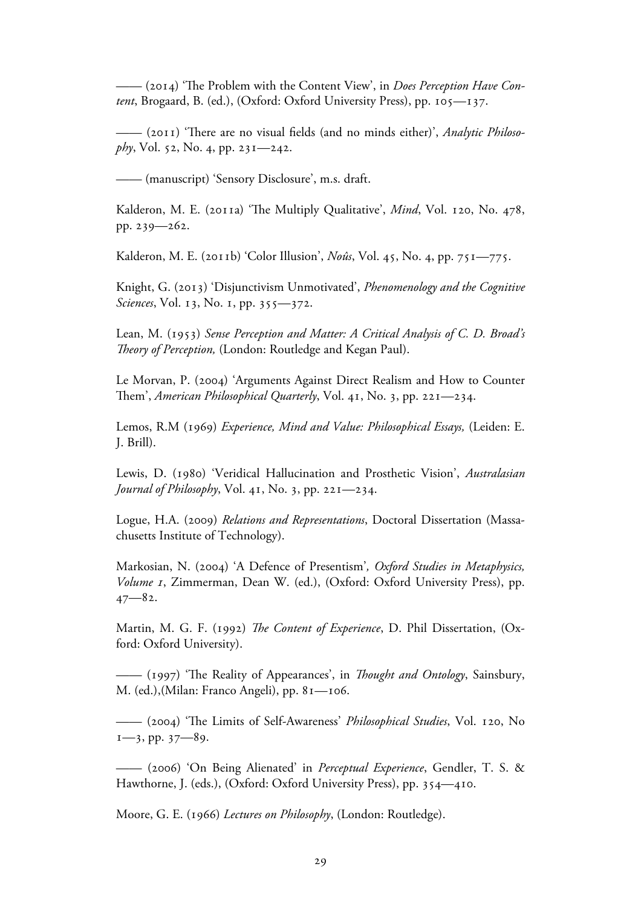—— (2014) 'The Problem with the Content View', in *Does Perception Have Content*, Brogaard, B. (ed.), (Oxford: Oxford University Press), pp. 105—137.

—— (2011) 'There are no visual fields (and no minds either)', *Analytic Philosophy*, Vol. 52, No. 4, pp. 231—242.

—— (manuscript) 'Sensory Disclosure', m.s. draft.

Kalderon, M. E. (2011a) 'The Multiply Qualitative', *Mind*, Vol. 120, No. 478, pp. 239—262.

Kalderon, M. E. (2011b) 'Color Illusion', *Noûs*, Vol. 45, No. 4, pp. 751—775.

Knight, G. (2013) 'Disjunctivism Unmotivated', *Phenomenology and the Cognitive Sciences*, Vol. 13, No. 1, pp. 355—372.

Lean, M. (1953) *Sense Perception and Matter: A Critical Analysis of C. D. Broad's Theory of Perception,* (London: Routledge and Kegan Paul).

Le Morvan, P. (2004) 'Arguments Against Direct Realism and How to Counter Them', *American Philosophical Quarterly*, Vol. 41, No. 3, pp. 221—234.

Lemos, R.M (1969) *Experience, Mind and Value: Philosophical Essays,* (Leiden: E. J. Brill).

Lewis, D. (1980) 'Veridical Hallucination and Prosthetic Vision', *Australasian Journal of Philosophy*, Vol. 41, No. 3, pp. 221—234.

Logue, H.A. (2009) *Relations and Representations*, Doctoral Dissertation (Massachusetts Institute of Technology).

Markosian, N. (2004) 'A Defence of Presentism', *Oxford Studies in Metaphysics, Volume 1*, Zimmerman, Dean W. (ed.), (Oxford: Oxford University Press), pp. 47—82.

Martin, M. G. F. (1992) *The Content of Experience*, D. Phil Dissertation, (Oxford: Oxford University).

—— (1997) 'The Reality of Appearances', in *Thought and Ontology*, Sainsbury, M. (ed.),(Milan: Franco Angeli), pp. 81—106.

—— (2004) 'The Limits of Self-Awareness' *Philosophical Studies*, Vol. 120, No 1—3, pp. 37—89.

—— (2006) 'On Being Alienated' in *Perceptual Experience*, Gendler, T. S. & Hawthorne, J. (eds.), (Oxford: Oxford University Press), pp. 354—410.

Moore, G. E. (1966) *Lectures on Philosophy*, (London: Routledge).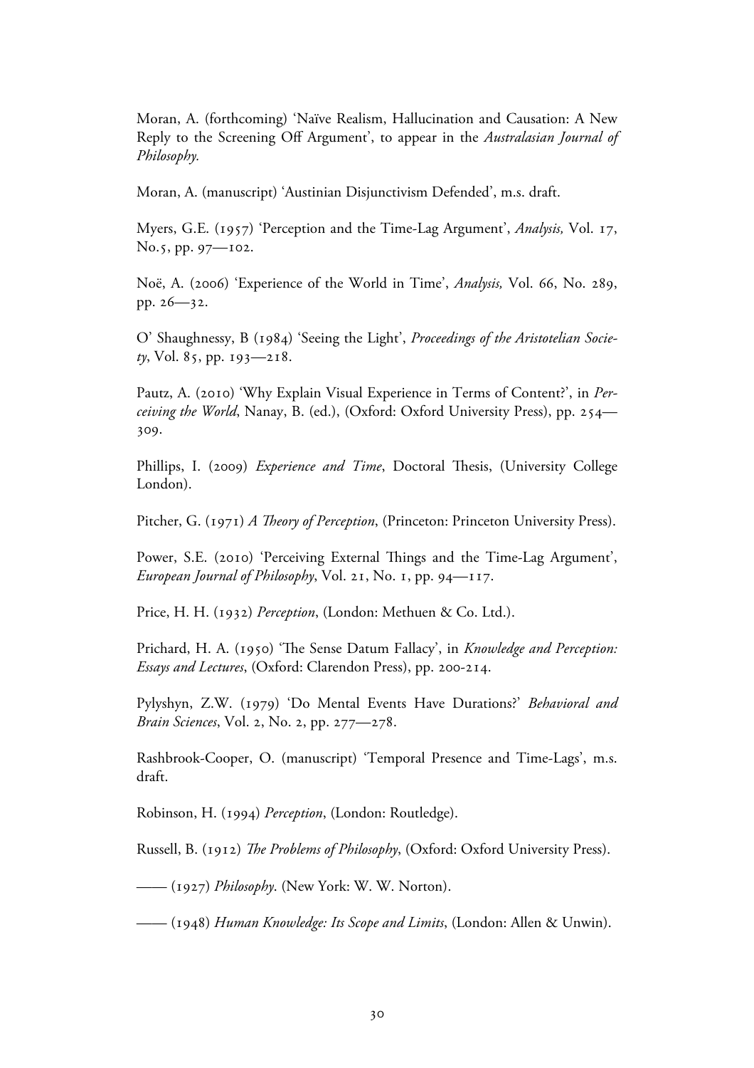Moran, A. (forthcoming) 'Naïve Realism, Hallucination and Causation: A New Reply to the Screening Off Argument', to appear in the *Australasian Journal of Philosophy.*

Moran, A. (manuscript) 'Austinian Disjunctivism Defended', m.s. draft.

Myers, G.E. (1957) 'Perception and the Time-Lag Argument', *Analysis,* Vol. 17, No.5, pp. 97—102.

Noë, A. (2006) 'Experience of the World in Time', *Analysis,* Vol. 66, No. 289, pp. 26—32.

O' Shaughnessy, B (1984) 'Seeing the Light', *Proceedings of the Aristotelian Society*, Vol. 85, pp. 193—218.

Pautz, A. (2010) 'Why Explain Visual Experience in Terms of Content?', in *Perceiving the World*, Nanay, B. (ed.), (Oxford: Oxford University Press), pp. 254—309.

Phillips, I. (2009) *Experience and Time*, Doctoral Thesis, (University College London).

Pitcher, G. (1971) *A Theory of Perception*, (Princeton: Princeton University Press).

Power, S.E. (2010) 'Perceiving External Things and the Time-Lag Argument', *European Journal of Philosophy*, Vol. 21, No. 1, pp. 94—117.

Price, H. H. (1932) *Perception*, (London: Methuen & Co. Ltd.).

Prichard, H. A. (1950) 'The Sense Datum Fallacy', in *Knowledge and Perception: Essays and Lectures*, (Oxford: Clarendon Press), pp. 200-214.

Pylyshyn, Z.W. (1979) 'Do Mental Events Have Durations?' *Behavioral and Brain Sciences*, Vol. 2, No. 2, pp. 277—278.

Rashbrook-Cooper, O. (manuscript) 'Temporal Presence and Time-Lags', m.s. draft.

Robinson, H. (1994) *Perception*, (London: Routledge).

Russell, B. (1912) *The Problems of Philosophy*, (Oxford: Oxford University Press).

—— (1927) *Philosophy*. (New York: W. W. Norton).

—— (1948) *Human Knowledge: Its Scope and Limits*, (London: Allen & Unwin).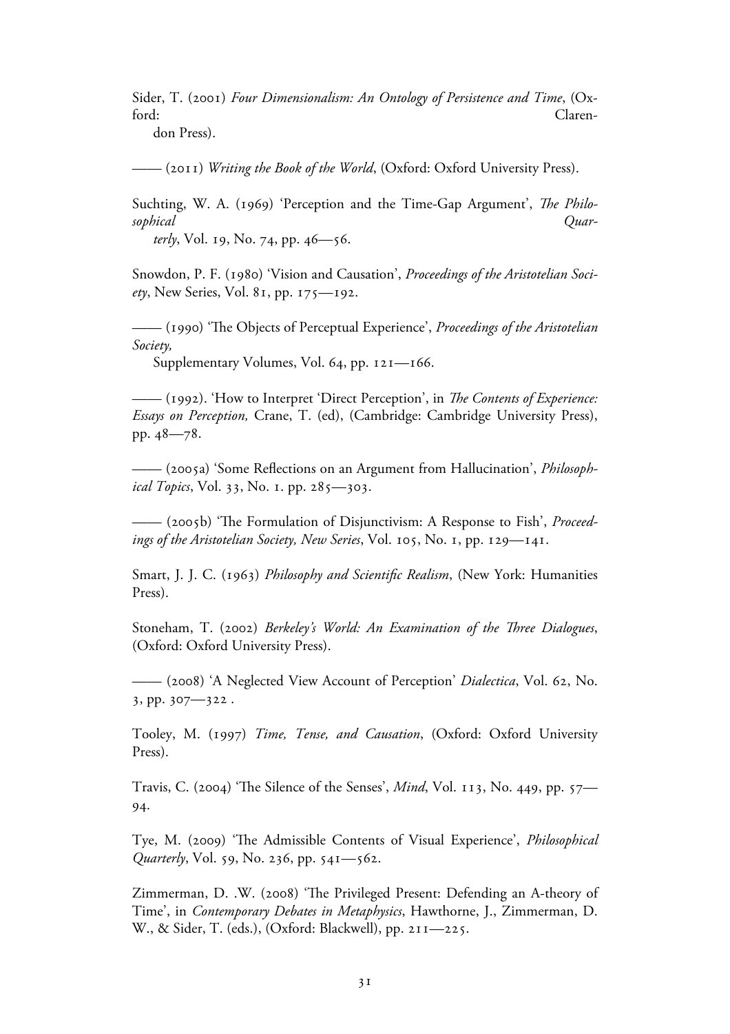Sider, T. (2001) *Four Dimensionalism: An Ontology of Persistence and Time*, (Oxford: Clarendon Press).

—— (2011) *Writing the Book of the World*, (Oxford: Oxford University Press).

Suchting, W. A. (1969) 'Perception and the Time-Gap Argument', *The Philosophical Quarterly*, Vol. 19, No. 74, pp. 46—56.

Snowdon, P. F. (1980) 'Vision and Causation', *Proceedings of the Aristotelian Society*, New Series, Vol. 81, pp. 175—192.

—— (1990) 'The Objects of Perceptual Experience', *Proceedings of the Aristotelian Society,* Supplementary Volumes, Vol. 64, pp. 121—166.

—— (1992). 'How to Interpret 'Direct Perception', in *The Contents of Experience: Essays on Perception,* Crane, T. (ed), (Cambridge: Cambridge University Press), pp. 48—78.

—— (2005a) 'Some Reflections on an Argument from Hallucination', *Philosophical Topics*, Vol. 33, No. 1. pp. 285—303.

—— (2005b) 'The Formulation of Disjunctivism: A Response to Fish', *Proceedings of the Aristotelian Society, New Series*, Vol. 105, No. 1, pp. 129—141.

Smart, J. J. C. (1963) *Philosophy and Scientific Realism*, (New York: Humanities Press).

Stoneham, T. (2002) *Berkeley's World: An Examination of the Three Dialogues*, (Oxford: Oxford University Press).

—— (2008) 'A Neglected View Account of Perception' *Dialectica*, Vol. 62, No. 3, pp. 307—322 .

Tooley, M. (1997) *Time, Tense, and Causation*, (Oxford: Oxford University Press).

Travis, C. (2004) 'The Silence of the Senses', *Mind*, Vol. 113, No. 449, pp. 57—94.

Tye, M. (2009) 'The Admissible Contents of Visual Experience', *Philosophical Quarterly*, Vol. 59, No. 236, pp. 541—562.

Zimmerman, D. .W. (2008) 'The Privileged Present: Defending an A-theory of Time', in *Contemporary Debates in Metaphysics*, Hawthorne, J., Zimmerman, D. W., & Sider, T. (eds.), (Oxford: Blackwell), pp. 211—225.